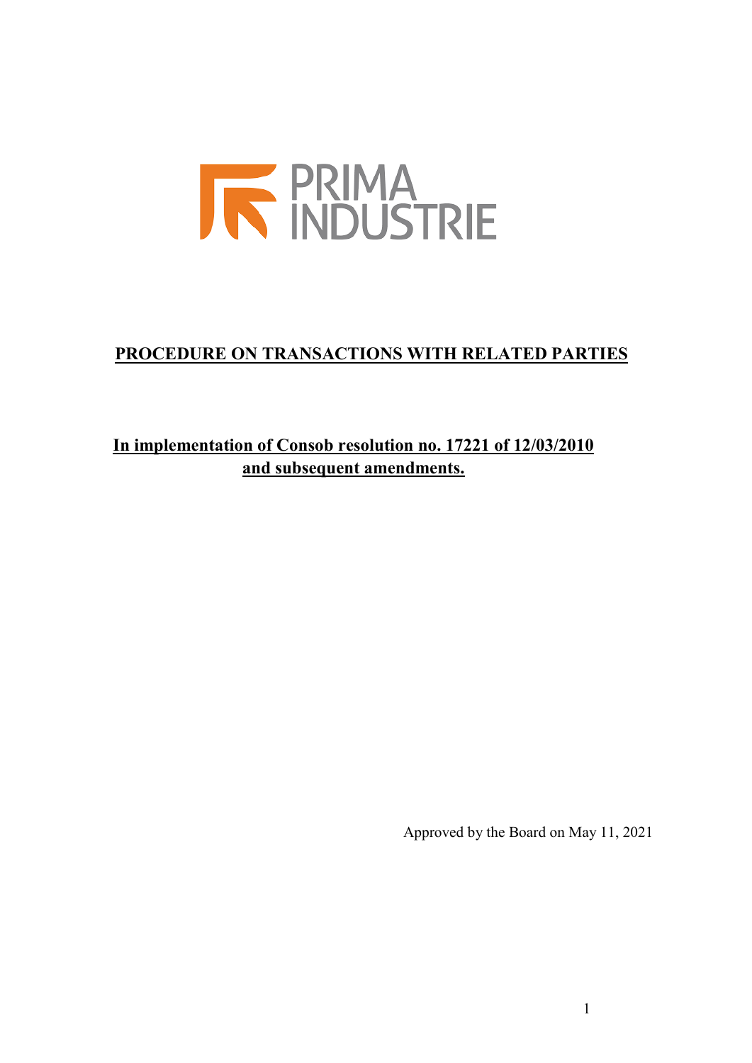PRIMA INDUSTRIE

# PROCEDURE ON TRANSACTIONS WITH RELATED PARTIES

## In implementation of Consob resolution no. 17221 of 12/03/2010 and subsequent amendments.

Approved by the Board on May 11, 2021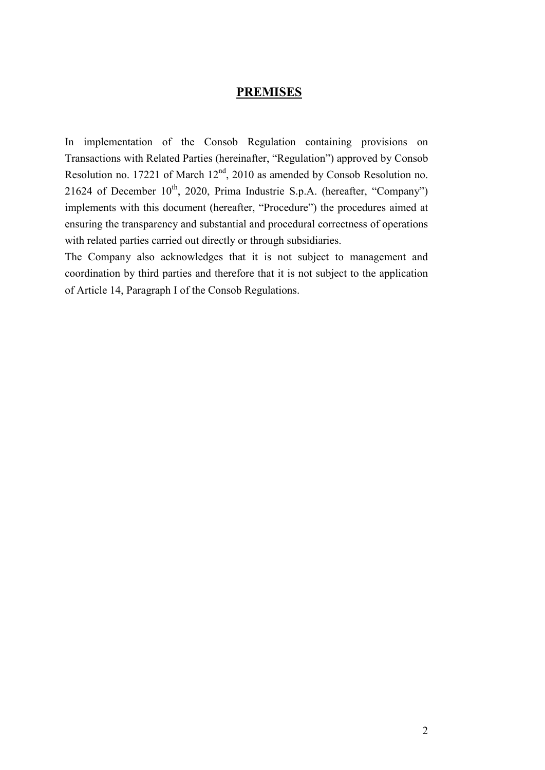# PREMISES

In implementation of the Consob Regulation containing provisions on Transactions with Related Parties (hereinafter, "Regulation") approved by Consob Resolution no. 17221 of March 12nd, 2010 as amended by Consob Resolution no. 21624 of December 10th, 2020, Prima Industrie S.p.A. (hereafter, "Company") implements with this document (hereafter, "Procedure") the procedures aimed at ensuring the transparency and substantial and procedural correctness of operations with related parties carried out directly or through subsidiaries.

The Company also acknowledges that it is not subject to management and coordination by third parties and therefore that it is not subject to the application of Article 14, Paragraph I of the Consob Regulations.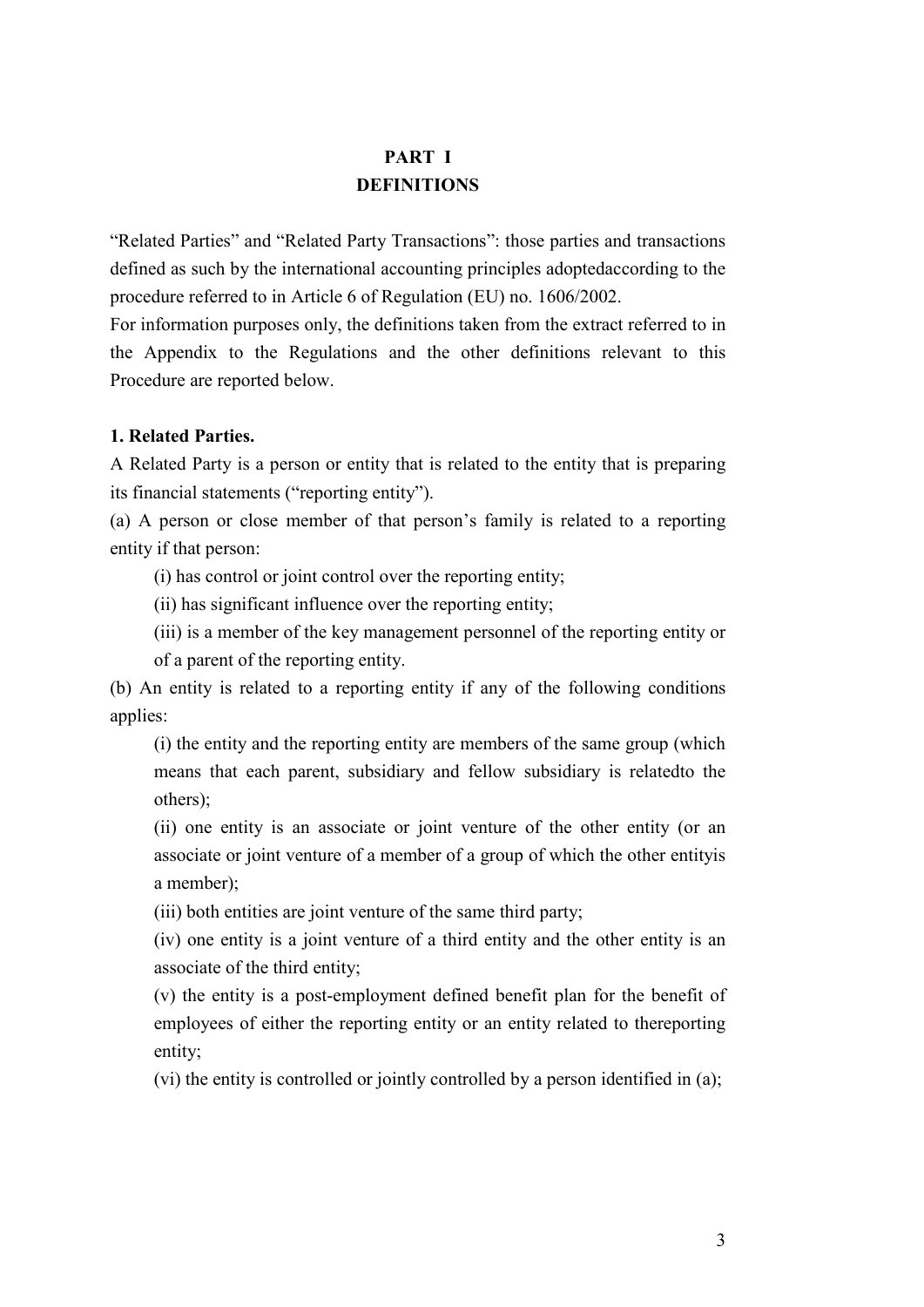# PART I
# DEFINITIONS

"Related Parties" and "Related Party Transactions": those parties and transactions defined as such by the international accounting principles adoptedaccording to the procedure referred to in Article 6 of Regulation (EU) no. 1606/2002.

For information purposes only, the definitions taken from the extract referred to in the Appendix to the Regulations and the other definitions relevant to this Procedure are reported below.

**1. Related Parties.**

A Related Party is a person or entity that is related to the entity that is preparing its financial statements ("reporting entity").

(a) A person or close member of that person's family is related to a reporting entity if that person:

(i) has control or joint control over the reporting entity;

(ii) has significant influence over the reporting entity;

(iii) is a member of the key management personnel of the reporting entity or of a parent of the reporting entity.

(b) An entity is related to a reporting entity if any of the following conditions applies:

(i) the entity and the reporting entity are members of the same group (which means that each parent, subsidiary and fellow subsidiary is relatedto the others);

(ii) one entity is an associate or joint venture of the other entity (or an associate or joint venture of a member of a group of which the other entityis a member);

(iii) both entities are joint venture of the same third party;

(iv) one entity is a joint venture of a third entity and the other entity is an associate of the third entity;

(v) the entity is a post-employment defined benefit plan for the benefit of employees of either the reporting entity or an entity related to thereporting entity;

(vi) the entity is controlled or jointly controlled by a person identified in (a);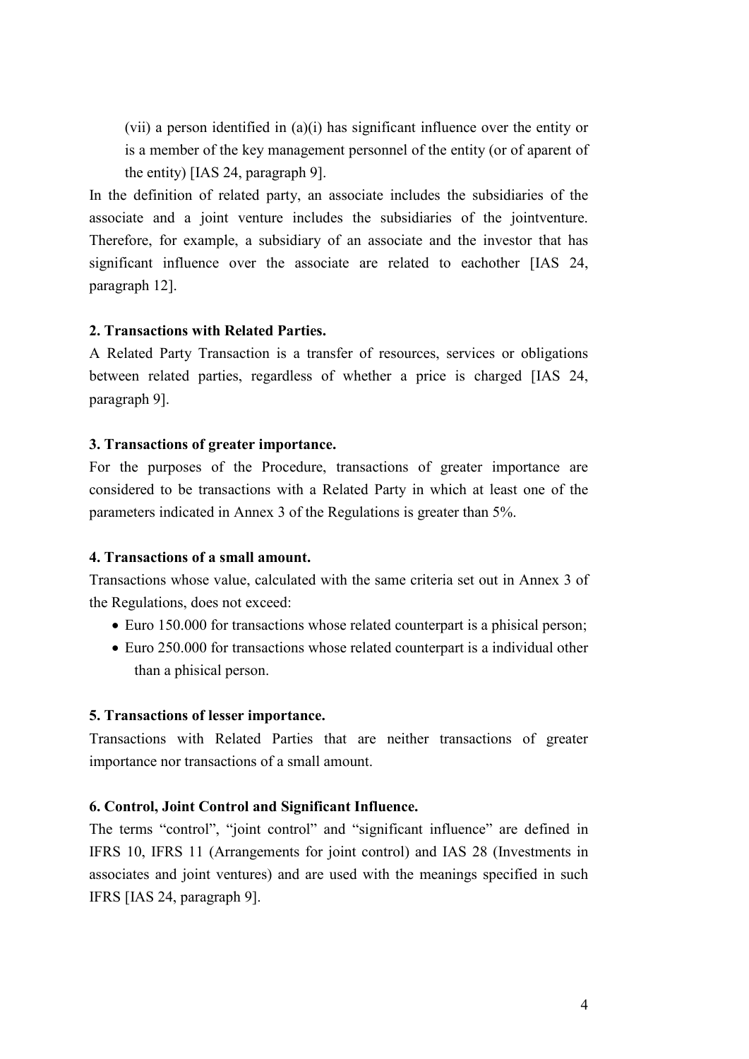(vii) a person identified in (a)(i) has significant influence over the entity or is a member of the key management personnel of the entity (or of aparent of the entity) [IAS 24, paragraph 9].

In the definition of related party, an associate includes the subsidiaries of the associate and a joint venture includes the subsidiaries of the jointventure. Therefore, for example, a subsidiary of an associate and the investor that has significant influence over the associate are related to eachother [IAS 24, paragraph 12].

**2. Transactions with Related Parties.**

A Related Party Transaction is a transfer of resources, services or obligations between related parties, regardless of whether a price is charged [IAS 24, paragraph 9].

**3. Transactions of greater importance.**

For the purposes of the Procedure, transactions of greater importance are considered to be transactions with a Related Party in which at least one of the parameters indicated in Annex 3 of the Regulations is greater than 5%.

**4. Transactions of a small amount.**

Transactions whose value, calculated with the same criteria set out in Annex 3 of the Regulations, does not exceed:

- Euro 150.000 for transactions whose related counterpart is a phisical person;
- Euro 250.000 for transactions whose related counterpart is a individual other than a phisical person.

**5. Transactions of lesser importance.**

Transactions with Related Parties that are neither transactions of greater importance nor transactions of a small amount.

**6. Control, Joint Control and Significant Influence.**

The terms "control", "joint control" and "significant influence" are defined in IFRS 10, IFRS 11 (Arrangements for joint control) and IAS 28 (Investments in associates and joint ventures) and are used with the meanings specified in such IFRS [IAS 24, paragraph 9].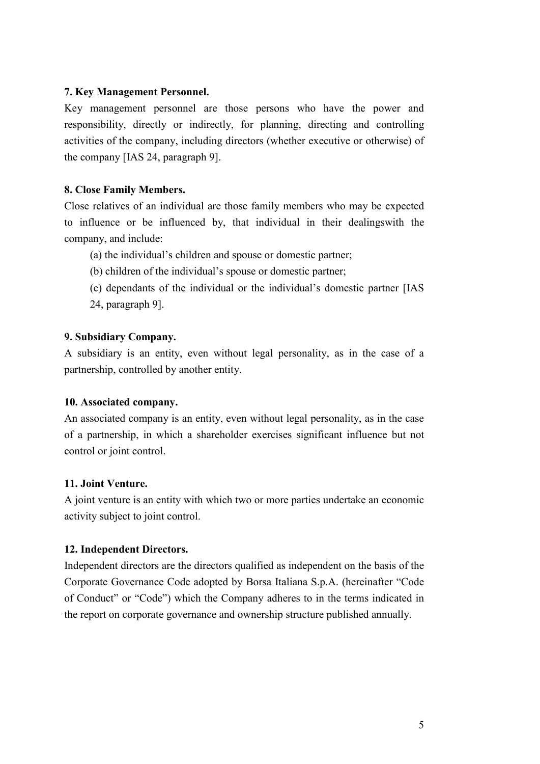**7. Key Management Personnel.**

Key management personnel are those persons who have the power and responsibility, directly or indirectly, for planning, directing and controlling activities of the company, including directors (whether executive or otherwise) of the company [IAS 24, paragraph 9].

**8. Close Family Members.**

Close relatives of an individual are those family members who may be expected to influence or be influenced by, that individual in their dealingswith the company, and include:

(a) the individual's children and spouse or domestic partner;

(b) children of the individual's spouse or domestic partner;

(c) dependants of the individual or the individual's domestic partner [IAS 24, paragraph 9].

**9. Subsidiary Company.**

A subsidiary is an entity, even without legal personality, as in the case of a partnership, controlled by another entity.

**10. Associated company.**

An associated company is an entity, even without legal personality, as in the case of a partnership, in which a shareholder exercises significant influence but not control or joint control.

**11. Joint Venture.**

A joint venture is an entity with which two or more parties undertake an economic activity subject to joint control.

**12. Independent Directors.**

Independent directors are the directors qualified as independent on the basis of the Corporate Governance Code adopted by Borsa Italiana S.p.A. (hereinafter "Code of Conduct" or "Code") which the Company adheres to in the terms indicated in the report on corporate governance and ownership structure published annually.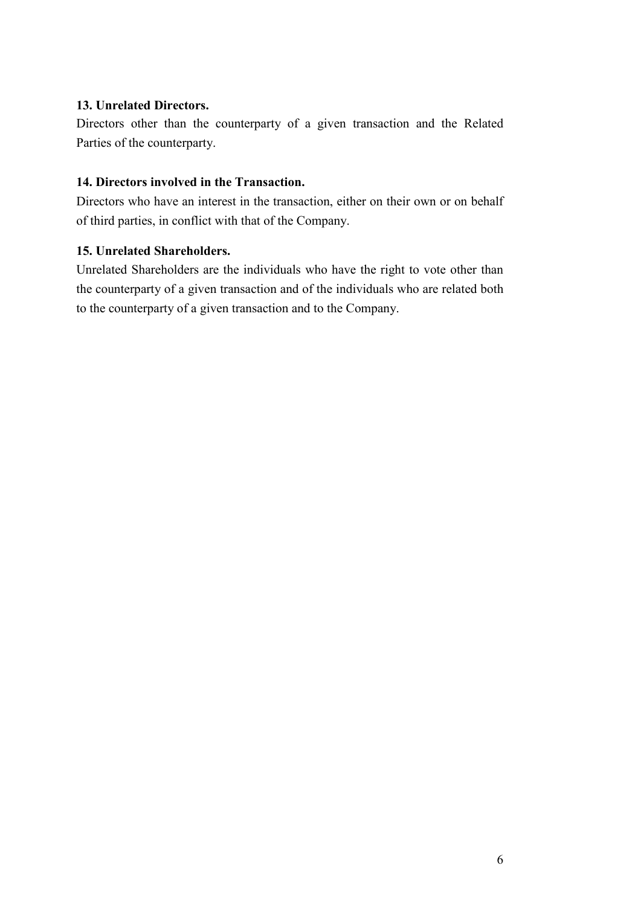**13. Unrelated Directors.**

Directors other than the counterparty of a given transaction and the Related Parties of the counterparty.

**14. Directors involved in the Transaction.**

Directors who have an interest in the transaction, either on their own or on behalf of third parties, in conflict with that of the Company.

**15. Unrelated Shareholders.**

Unrelated Shareholders are the individuals who have the right to vote other than the counterparty of a given transaction and of the individuals who are related both to the counterparty of a given transaction and to the Company.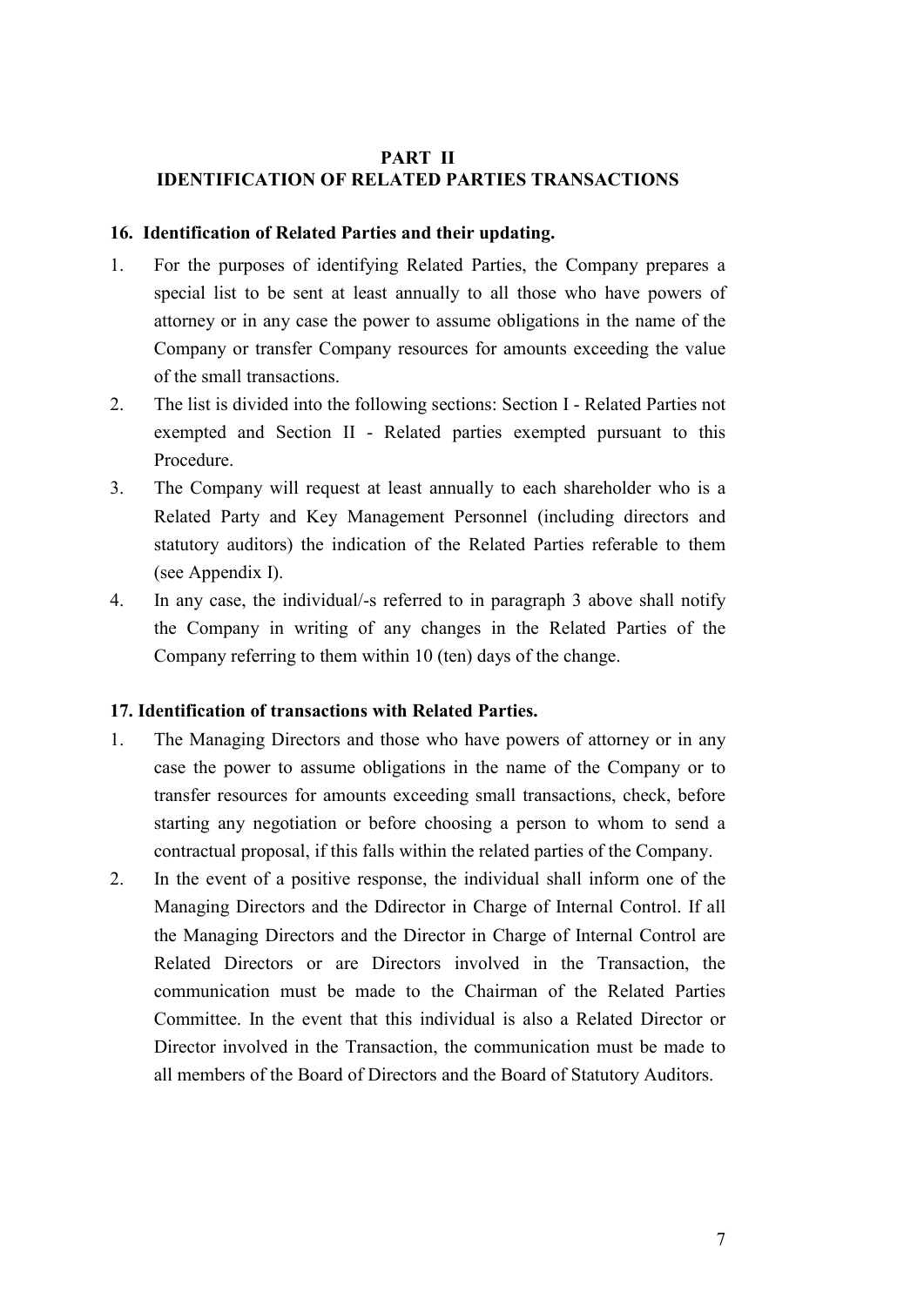## PART II
## IDENTIFICATION OF RELATED PARTIES TRANSACTIONS

### 16. Identification of Related Parties and their updating.

1. For the purposes of identifying Related Parties, the Company prepares a special list to be sent at least annually to all those who have powers of attorney or in any case the power to assume obligations in the name of the Company or transfer Company resources for amounts exceeding the value of the small transactions.
2. The list is divided into the following sections: Section I - Related Parties not exempted and Section II - Related parties exempted pursuant to this Procedure.
3. The Company will request at least annually to each shareholder who is a Related Party and Key Management Personnel (including directors and statutory auditors) the indication of the Related Parties referable to them (see Appendix I).
4. In any case, the individual/-s referred to in paragraph 3 above shall notify the Company in writing of any changes in the Related Parties of the Company referring to them within 10 (ten) days of the change.

### 17. Identification of transactions with Related Parties.

1. The Managing Directors and those who have powers of attorney or in any case the power to assume obligations in the name of the Company or to transfer resources for amounts exceeding small transactions, check, before starting any negotiation or before choosing a person to whom to send a contractual proposal, if this falls within the related parties of the Company.
2. In the event of a positive response, the individual shall inform one of the Managing Directors and the Ddirector in Charge of Internal Control. If all the Managing Directors and the Director in Charge of Internal Control are Related Directors or are Directors involved in the Transaction, the communication must be made to the Chairman of the Related Parties Committee. In the event that this individual is also a Related Director or Director involved in the Transaction, the communication must be made to all members of the Board of Directors and the Board of Statutory Auditors.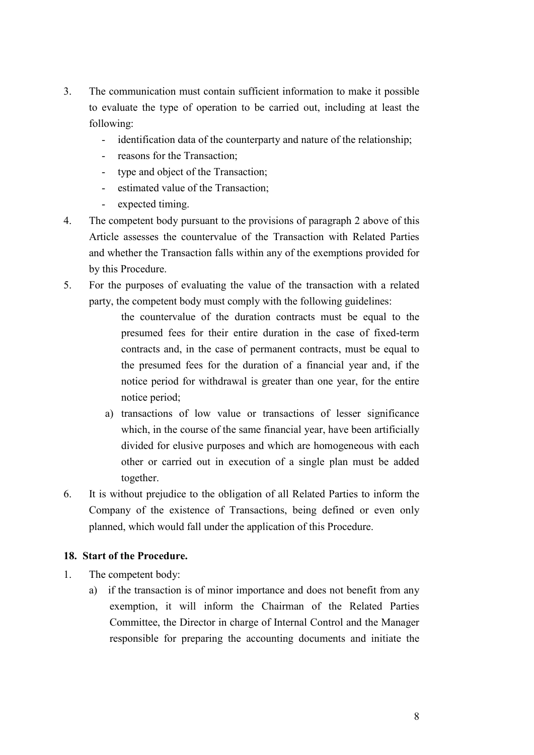3. The communication must contain sufficient information to make it possible to evaluate the type of operation to be carried out, including at least the following:
   - identification data of the counterparty and nature of the relationship;
   - reasons for the Transaction;
   - type and object of the Transaction;
   - estimated value of the Transaction;
   - expected timing.
4. The competent body pursuant to the provisions of paragraph 2 above of this Article assesses the countervalue of the Transaction with Related Parties and whether the Transaction falls within any of the exemptions provided for by this Procedure.
5. For the purposes of evaluating the value of the transaction with a related party, the competent body must comply with the following guidelines:

   the countervalue of the duration contracts must be equal to the presumed fees for their entire duration in the case of fixed-term contracts and, in the case of permanent contracts, must be equal to the presumed fees for the duration of a financial year and, if the notice period for withdrawal is greater than one year, for the entire notice period;

   a) transactions of low value or transactions of lesser significance which, in the course of the same financial year, have been artificially divided for elusive purposes and which are homogeneous with each other or carried out in execution of a single plan must be added together.
6. It is without prejudice to the obligation of all Related Parties to inform the Company of the existence of Transactions, being defined or even only planned, which would fall under the application of this Procedure.

**18. Start of the Procedure.**

1. The competent body:
   a) if the transaction is of minor importance and does not benefit from any exemption, it will inform the Chairman of the Related Parties Committee, the Director in charge of Internal Control and the Manager responsible for preparing the accounting documents and initiate the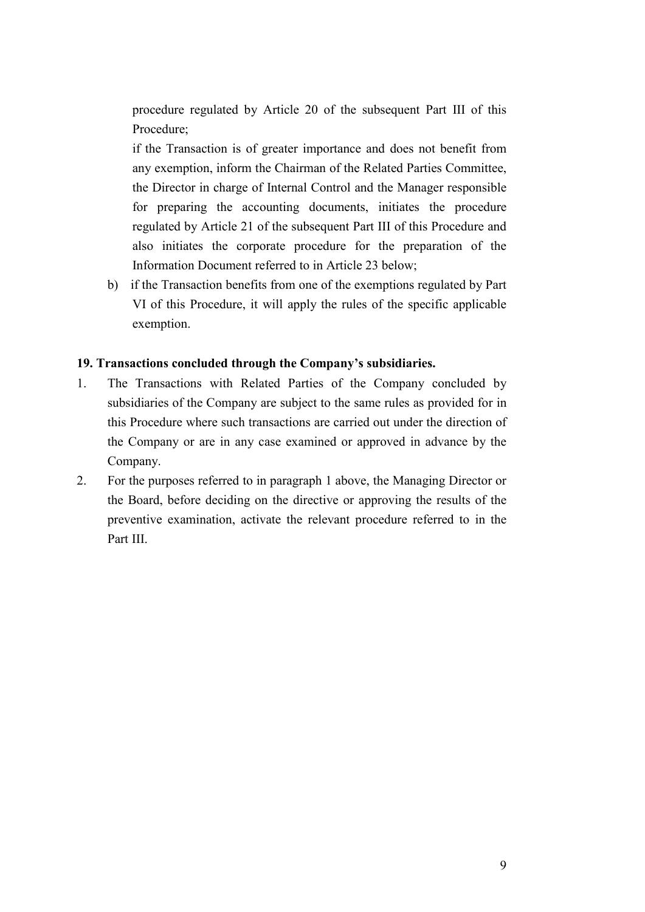procedure regulated by Article 20 of the subsequent Part III of this Procedure;

if the Transaction is of greater importance and does not benefit from any exemption, inform the Chairman of the Related Parties Committee, the Director in charge of Internal Control and the Manager responsible for preparing the accounting documents, initiates the procedure regulated by Article 21 of the subsequent Part III of this Procedure and also initiates the corporate procedure for the preparation of the Information Document referred to in Article 23 below;

b) if the Transaction benefits from one of the exemptions regulated by Part VI of this Procedure, it will apply the rules of the specific applicable exemption.

**19. Transactions concluded through the Company's subsidiaries.**

1. The Transactions with Related Parties of the Company concluded by subsidiaries of the Company are subject to the same rules as provided for in this Procedure where such transactions are carried out under the direction of the Company or are in any case examined or approved in advance by the Company.
2. For the purposes referred to in paragraph 1 above, the Managing Director or the Board, before deciding on the directive or approving the results of the preventive examination, activate the relevant procedure referred to in the Part III.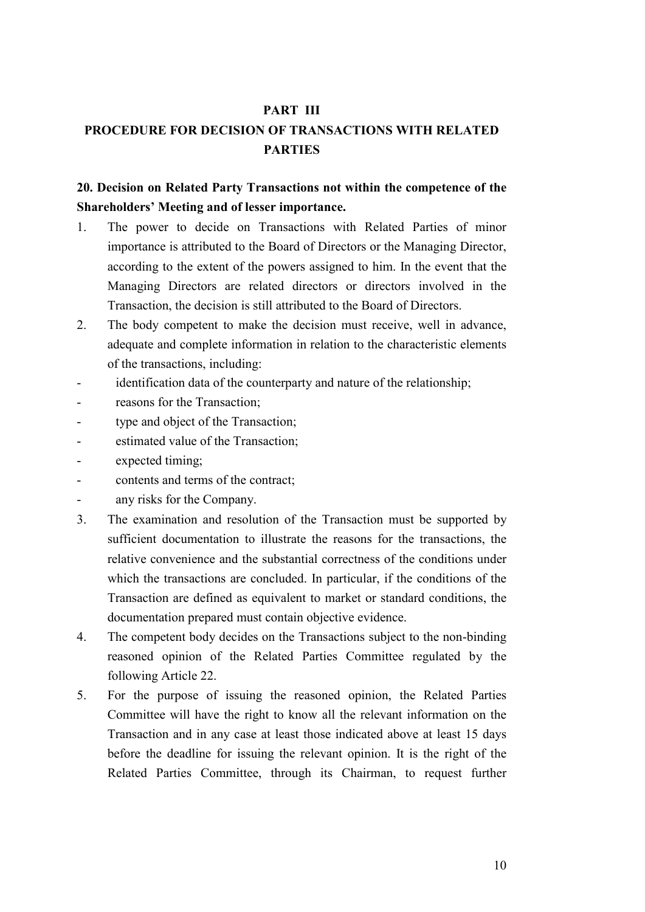# PART III

# PROCEDURE FOR DECISION OF TRANSACTIONS WITH RELATED PARTIES

## 20. Decision on Related Party Transactions not within the competence of the Shareholders' Meeting and of lesser importance.

1. The power to decide on Transactions with Related Parties of minor importance is attributed to the Board of Directors or the Managing Director, according to the extent of the powers assigned to him. In the event that the Managing Directors are related directors or directors involved in the Transaction, the decision is still attributed to the Board of Directors.
2. The body competent to make the decision must receive, well in advance, adequate and complete information in relation to the characteristic elements of the transactions, including:
   - identification data of the counterparty and nature of the relationship;
   - reasons for the Transaction;
   - type and object of the Transaction;
   - estimated value of the Transaction;
   - expected timing;
   - contents and terms of the contract;
   - any risks for the Company.
3. The examination and resolution of the Transaction must be supported by sufficient documentation to illustrate the reasons for the transactions, the relative convenience and the substantial correctness of the conditions under which the transactions are concluded. In particular, if the conditions of the Transaction are defined as equivalent to market or standard conditions, the documentation prepared must contain objective evidence.
4. The competent body decides on the Transactions subject to the non-binding reasoned opinion of the Related Parties Committee regulated by the following Article 22.
5. For the purpose of issuing the reasoned opinion, the Related Parties Committee will have the right to know all the relevant information on the Transaction and in any case at least those indicated above at least 15 days before the deadline for issuing the relevant opinion. It is the right of the Related Parties Committee, through its Chairman, to request further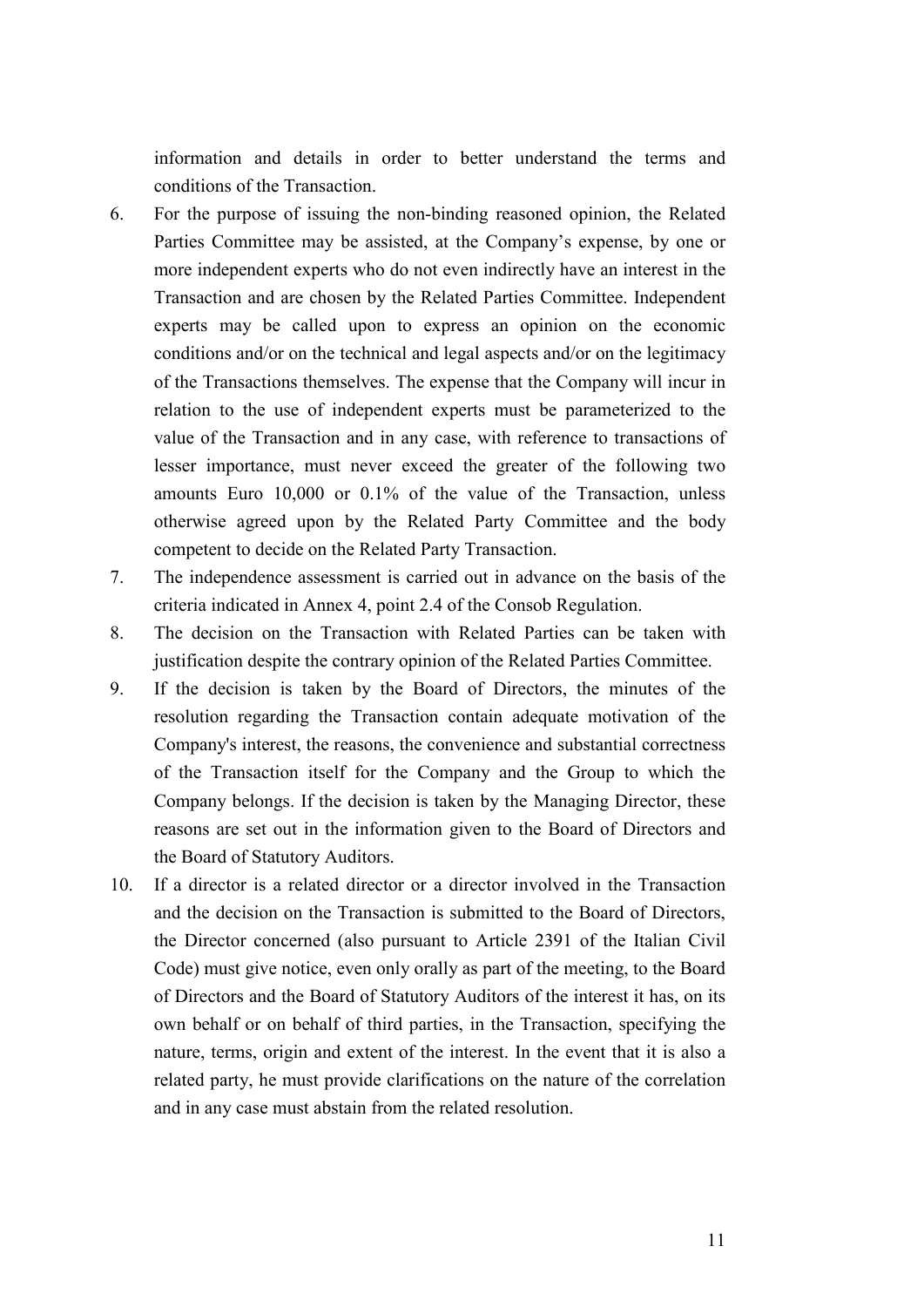information and details in order to better understand the terms and conditions of the Transaction.

6. For the purpose of issuing the non-binding reasoned opinion, the Related Parties Committee may be assisted, at the Company's expense, by one or more independent experts who do not even indirectly have an interest in the Transaction and are chosen by the Related Parties Committee. Independent experts may be called upon to express an opinion on the economic conditions and/or on the technical and legal aspects and/or on the legitimacy of the Transactions themselves. The expense that the Company will incur in relation to the use of independent experts must be parameterized to the value of the Transaction and in any case, with reference to transactions of lesser importance, must never exceed the greater of the following two amounts Euro 10,000 or 0.1% of the value of the Transaction, unless otherwise agreed upon by the Related Party Committee and the body competent to decide on the Related Party Transaction.
7. The independence assessment is carried out in advance on the basis of the criteria indicated in Annex 4, point 2.4 of the Consob Regulation.
8. The decision on the Transaction with Related Parties can be taken with justification despite the contrary opinion of the Related Parties Committee.
9. If the decision is taken by the Board of Directors, the minutes of the resolution regarding the Transaction contain adequate motivation of the Company's interest, the reasons, the convenience and substantial correctness of the Transaction itself for the Company and the Group to which the Company belongs. If the decision is taken by the Managing Director, these reasons are set out in the information given to the Board of Directors and the Board of Statutory Auditors.
10. If a director is a related director or a director involved in the Transaction and the decision on the Transaction is submitted to the Board of Directors, the Director concerned (also pursuant to Article 2391 of the Italian Civil Code) must give notice, even only orally as part of the meeting, to the Board of Directors and the Board of Statutory Auditors of the interest it has, on its own behalf or on behalf of third parties, in the Transaction, specifying the nature, terms, origin and extent of the interest. In the event that it is also a related party, he must provide clarifications on the nature of the correlation and in any case must abstain from the related resolution.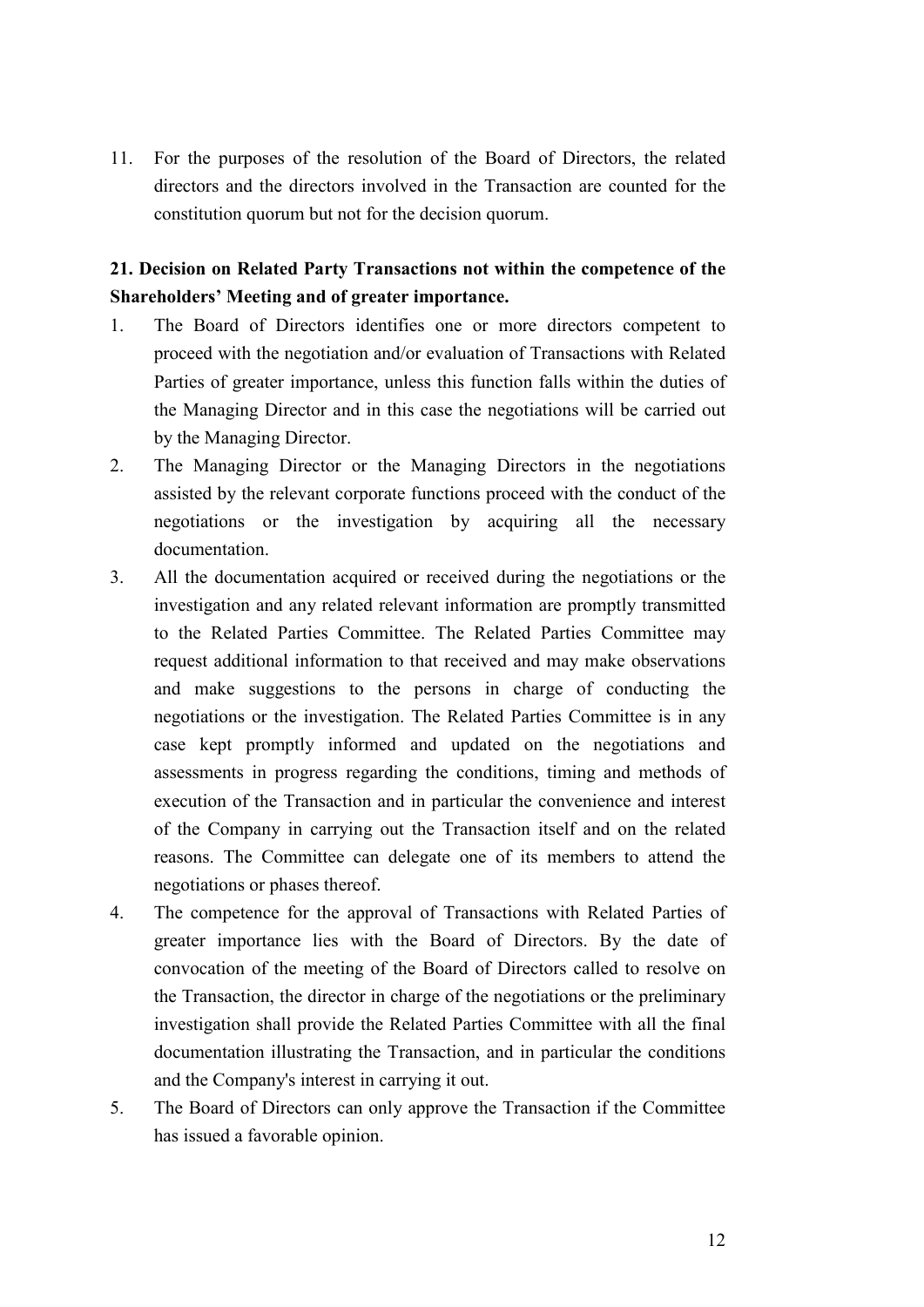11. For the purposes of the resolution of the Board of Directors, the related directors and the directors involved in the Transaction are counted for the constitution quorum but not for the decision quorum.

**21. Decision on Related Party Transactions not within the competence of the Shareholders' Meeting and of greater importance.**

1. The Board of Directors identifies one or more directors competent to proceed with the negotiation and/or evaluation of Transactions with Related Parties of greater importance, unless this function falls within the duties of the Managing Director and in this case the negotiations will be carried out by the Managing Director.
2. The Managing Director or the Managing Directors in the negotiations assisted by the relevant corporate functions proceed with the conduct of the negotiations or the investigation by acquiring all the necessary documentation.
3. All the documentation acquired or received during the negotiations or the investigation and any related relevant information are promptly transmitted to the Related Parties Committee. The Related Parties Committee may request additional information to that received and may make observations and make suggestions to the persons in charge of conducting the negotiations or the investigation. The Related Parties Committee is in any case kept promptly informed and updated on the negotiations and assessments in progress regarding the conditions, timing and methods of execution of the Transaction and in particular the convenience and interest of the Company in carrying out the Transaction itself and on the related reasons. The Committee can delegate one of its members to attend the negotiations or phases thereof.
4. The competence for the approval of Transactions with Related Parties of greater importance lies with the Board of Directors. By the date of convocation of the meeting of the Board of Directors called to resolve on the Transaction, the director in charge of the negotiations or the preliminary investigation shall provide the Related Parties Committee with all the final documentation illustrating the Transaction, and in particular the conditions and the Company's interest in carrying it out.
5. The Board of Directors can only approve the Transaction if the Committee has issued a favorable opinion.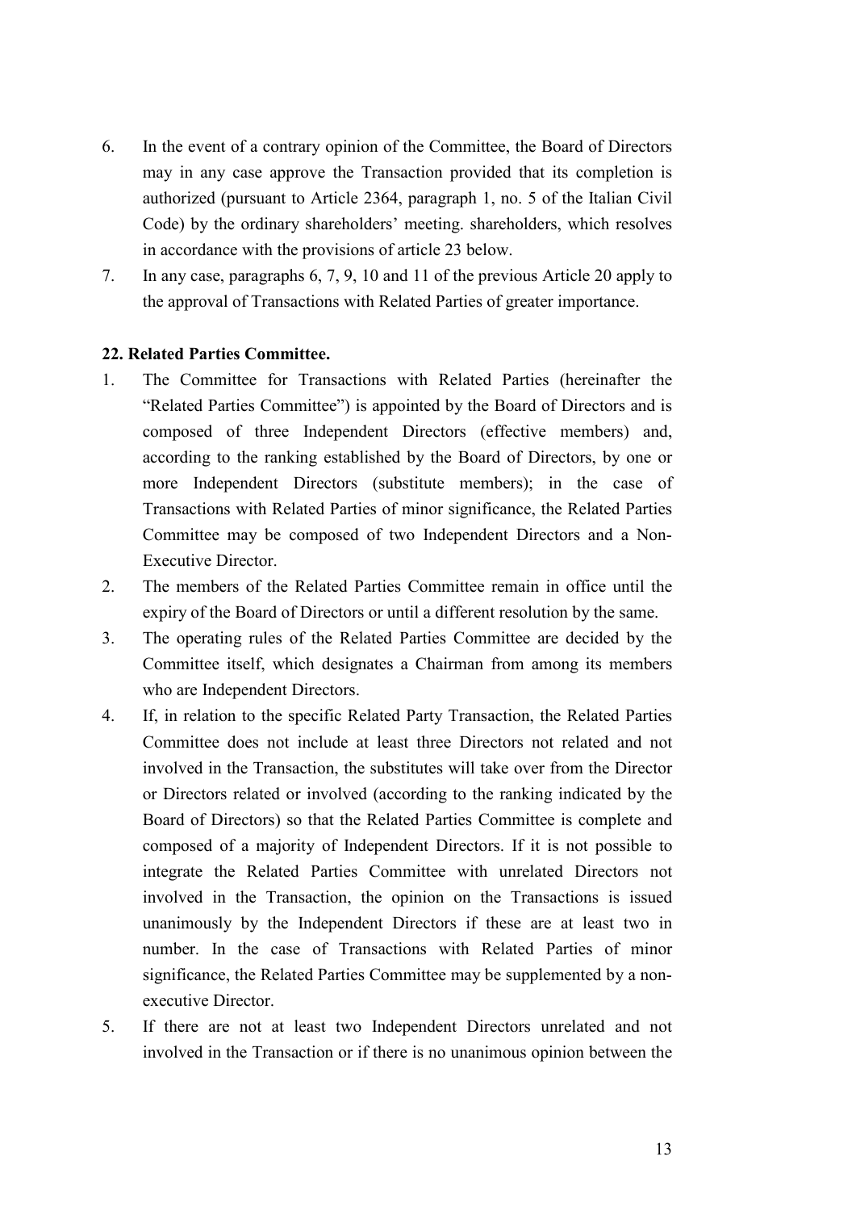6. In the event of a contrary opinion of the Committee, the Board of Directors may in any case approve the Transaction provided that its completion is authorized (pursuant to Article 2364, paragraph 1, no. 5 of the Italian Civil Code) by the ordinary shareholders' meeting. shareholders, which resolves in accordance with the provisions of article 23 below.
7. In any case, paragraphs 6, 7, 9, 10 and 11 of the previous Article 20 apply to the approval of Transactions with Related Parties of greater importance.

**22. Related Parties Committee.**

1. The Committee for Transactions with Related Parties (hereinafter the "Related Parties Committee") is appointed by the Board of Directors and is composed of three Independent Directors (effective members) and, according to the ranking established by the Board of Directors, by one or more Independent Directors (substitute members); in the case of Transactions with Related Parties of minor significance, the Related Parties Committee may be composed of two Independent Directors and a Non-Executive Director.
2. The members of the Related Parties Committee remain in office until the expiry of the Board of Directors or until a different resolution by the same.
3. The operating rules of the Related Parties Committee are decided by the Committee itself, which designates a Chairman from among its members who are Independent Directors.
4. If, in relation to the specific Related Party Transaction, the Related Parties Committee does not include at least three Directors not related and not involved in the Transaction, the substitutes will take over from the Director or Directors related or involved (according to the ranking indicated by the Board of Directors) so that the Related Parties Committee is complete and composed of a majority of Independent Directors. If it is not possible to integrate the Related Parties Committee with unrelated Directors not involved in the Transaction, the opinion on the Transactions is issued unanimously by the Independent Directors if these are at least two in number. In the case of Transactions with Related Parties of minor significance, the Related Parties Committee may be supplemented by a non-executive Director.
5. If there are not at least two Independent Directors unrelated and not involved in the Transaction or if there is no unanimous opinion between the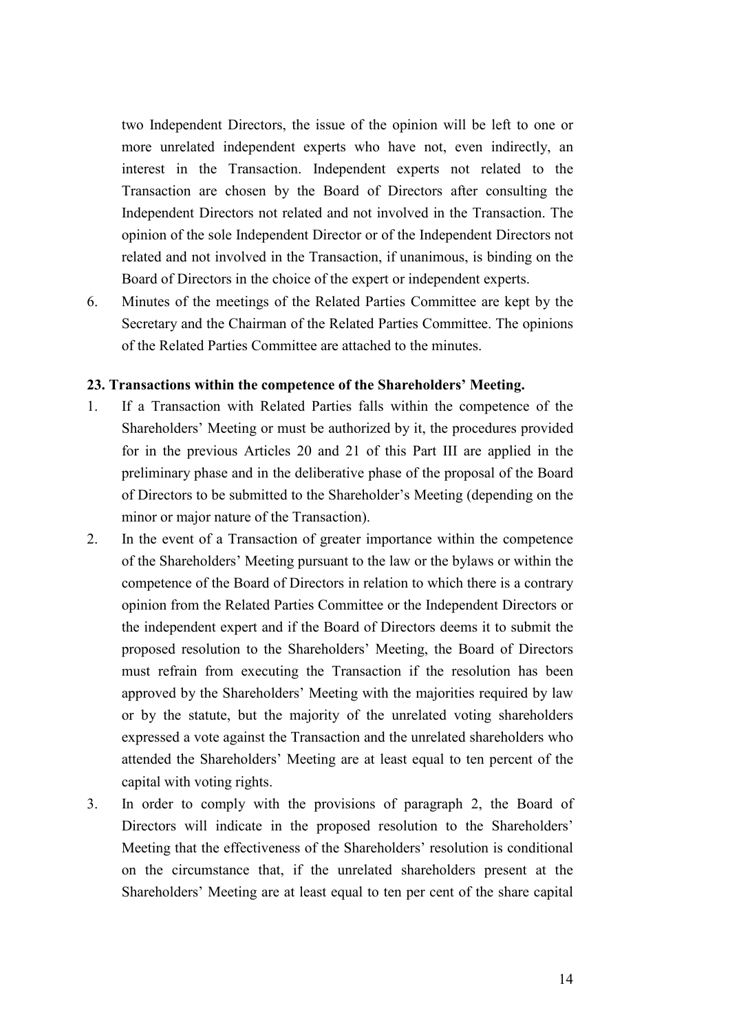two Independent Directors, the issue of the opinion will be left to one or more unrelated independent experts who have not, even indirectly, an interest in the Transaction. Independent experts not related to the Transaction are chosen by the Board of Directors after consulting the Independent Directors not related and not involved in the Transaction. The opinion of the sole Independent Director or of the Independent Directors not related and not involved in the Transaction, if unanimous, is binding on the Board of Directors in the choice of the expert or independent experts.

6. Minutes of the meetings of the Related Parties Committee are kept by the Secretary and the Chairman of the Related Parties Committee. The opinions of the Related Parties Committee are attached to the minutes.

**23. Transactions within the competence of the Shareholders' Meeting.**

1. If a Transaction with Related Parties falls within the competence of the Shareholders' Meeting or must be authorized by it, the procedures provided for in the previous Articles 20 and 21 of this Part III are applied in the preliminary phase and in the deliberative phase of the proposal of the Board of Directors to be submitted to the Shareholder's Meeting (depending on the minor or major nature of the Transaction).
2. In the event of a Transaction of greater importance within the competence of the Shareholders' Meeting pursuant to the law or the bylaws or within the competence of the Board of Directors in relation to which there is a contrary opinion from the Related Parties Committee or the Independent Directors or the independent expert and if the Board of Directors deems it to submit the proposed resolution to the Shareholders' Meeting, the Board of Directors must refrain from executing the Transaction if the resolution has been approved by the Shareholders' Meeting with the majorities required by law or by the statute, but the majority of the unrelated voting shareholders expressed a vote against the Transaction and the unrelated shareholders who attended the Shareholders' Meeting are at least equal to ten percent of the capital with voting rights.
3. In order to comply with the provisions of paragraph 2, the Board of Directors will indicate in the proposed resolution to the Shareholders' Meeting that the effectiveness of the Shareholders' resolution is conditional on the circumstance that, if the unrelated shareholders present at the Shareholders' Meeting are at least equal to ten per cent of the share capital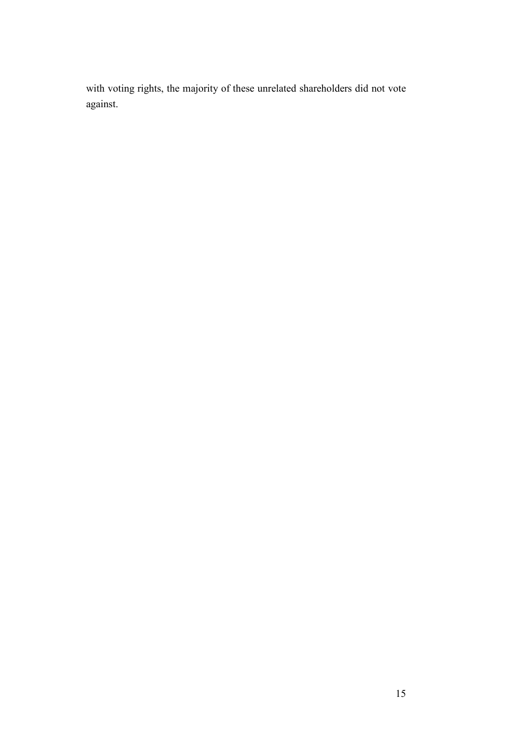with voting rights, the majority of these unrelated shareholders did not vote against.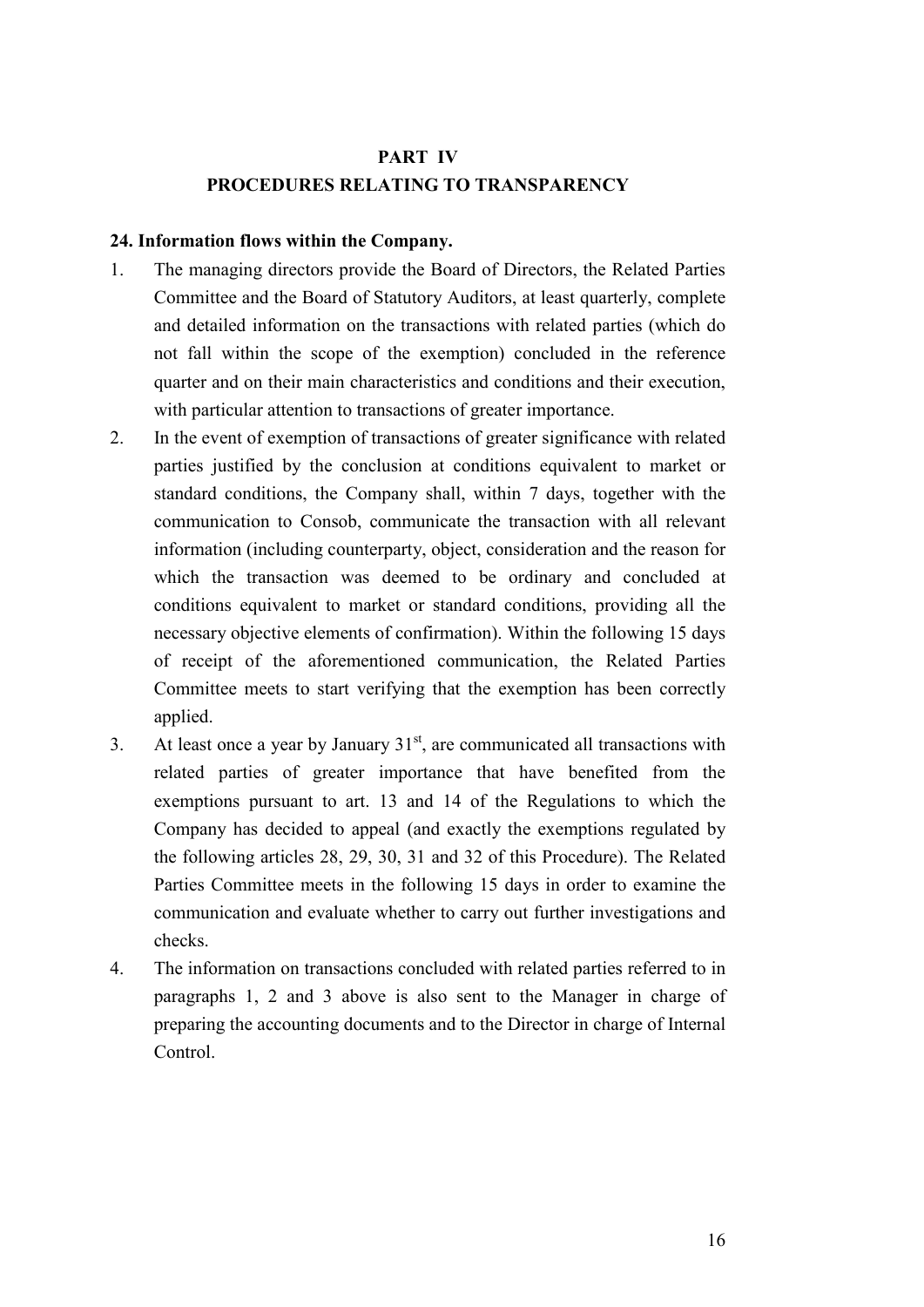## PART IV
## PROCEDURES RELATING TO TRANSPARENCY

### 24. Information flows within the Company.

1. The managing directors provide the Board of Directors, the Related Parties Committee and the Board of Statutory Auditors, at least quarterly, complete and detailed information on the transactions with related parties (which do not fall within the scope of the exemption) concluded in the reference quarter and on their main characteristics and conditions and their execution, with particular attention to transactions of greater importance.
2. In the event of exemption of transactions of greater significance with related parties justified by the conclusion at conditions equivalent to market or standard conditions, the Company shall, within 7 days, together with the communication to Consob, communicate the transaction with all relevant information (including counterparty, object, consideration and the reason for which the transaction was deemed to be ordinary and concluded at conditions equivalent to market or standard conditions, providing all the necessary objective elements of confirmation). Within the following 15 days of receipt of the aforementioned communication, the Related Parties Committee meets to start verifying that the exemption has been correctly applied.
3. At least once a year by January 31st, are communicated all transactions with related parties of greater importance that have benefited from the exemptions pursuant to art. 13 and 14 of the Regulations to which the Company has decided to appeal (and exactly the exemptions regulated by the following articles 28, 29, 30, 31 and 32 of this Procedure). The Related Parties Committee meets in the following 15 days in order to examine the communication and evaluate whether to carry out further investigations and checks.
4. The information on transactions concluded with related parties referred to in paragraphs 1, 2 and 3 above is also sent to the Manager in charge of preparing the accounting documents and to the Director in charge of Internal Control.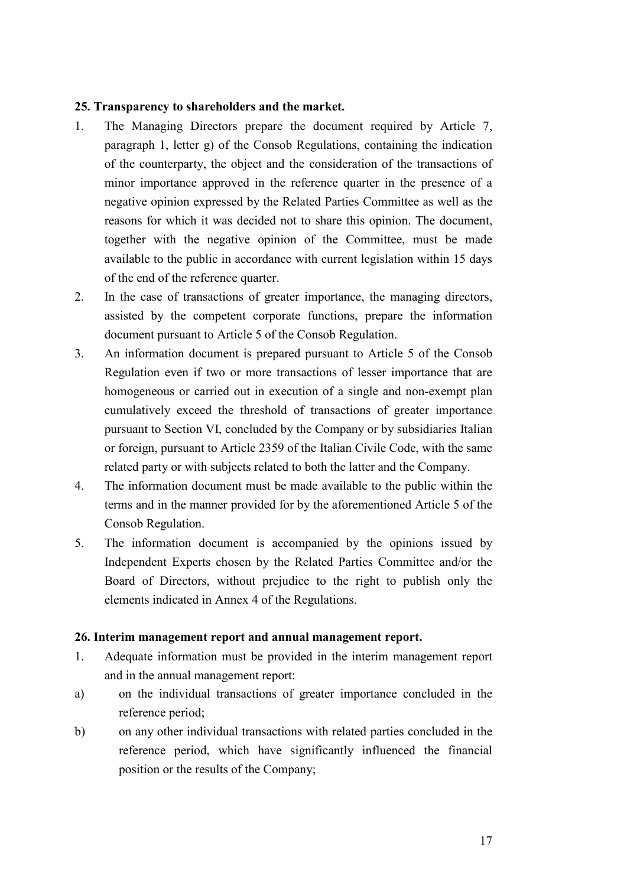### 25. Transparency to shareholders and the market.

1. The Managing Directors prepare the document required by Article 7, paragraph 1, letter g) of the Consob Regulations, containing the indication of the counterparty, the object and the consideration of the transactions of minor importance approved in the reference quarter in the presence of a negative opinion expressed by the Related Parties Committee as well as the reasons for which it was decided not to share this opinion. The document, together with the negative opinion of the Committee, must be made available to the public in accordance with current legislation within 15 days of the end of the reference quarter.
2. In the case of transactions of greater importance, the managing directors, assisted by the competent corporate functions, prepare the information document pursuant to Article 5 of the Consob Regulation.
3. An information document is prepared pursuant to Article 5 of the Consob Regulation even if two or more transactions of lesser importance that are homogeneous or carried out in execution of a single and non-exempt plan cumulatively exceed the threshold of transactions of greater importance pursuant to Section VI, concluded by the Company or by subsidiaries Italian or foreign, pursuant to Article 2359 of the Italian Civile Code, with the same related party or with subjects related to both the latter and the Company.
4. The information document must be made available to the public within the terms and in the manner provided for by the aforementioned Article 5 of the Consob Regulation.
5. The information document is accompanied by the opinions issued by Independent Experts chosen by the Related Parties Committee and/or the Board of Directors, without prejudice to the right to publish only the elements indicated in Annex 4 of the Regulations.

### 26. Interim management report and annual management report.

1. Adequate information must be provided in the interim management report and in the annual management report:

a) on the individual transactions of greater importance concluded in the reference period;

b) on any other individual transactions with related parties concluded in the reference period, which have significantly influenced the financial position or the results of the Company;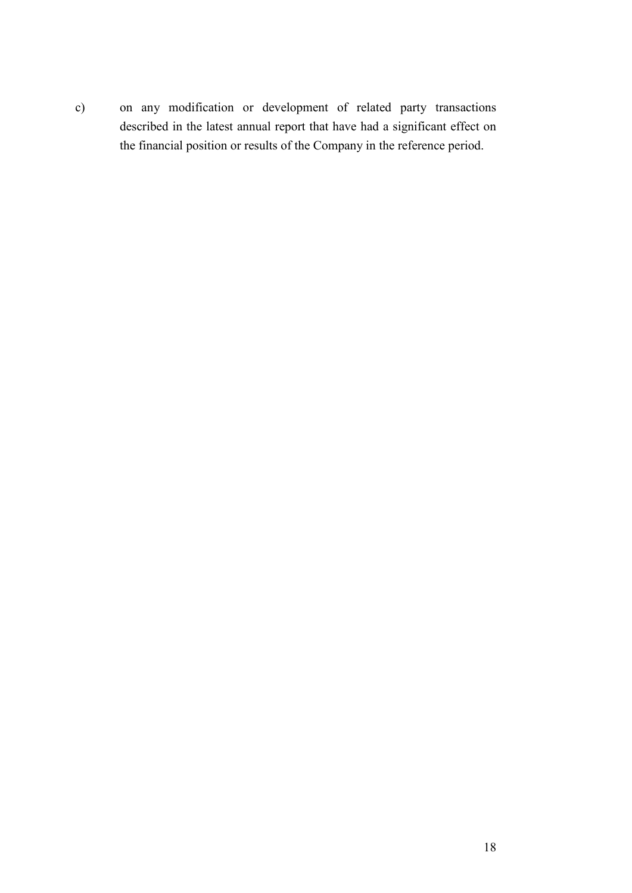c) on any modification or development of related party transactions described in the latest annual report that have had a significant effect on the financial position or results of the Company in the reference period.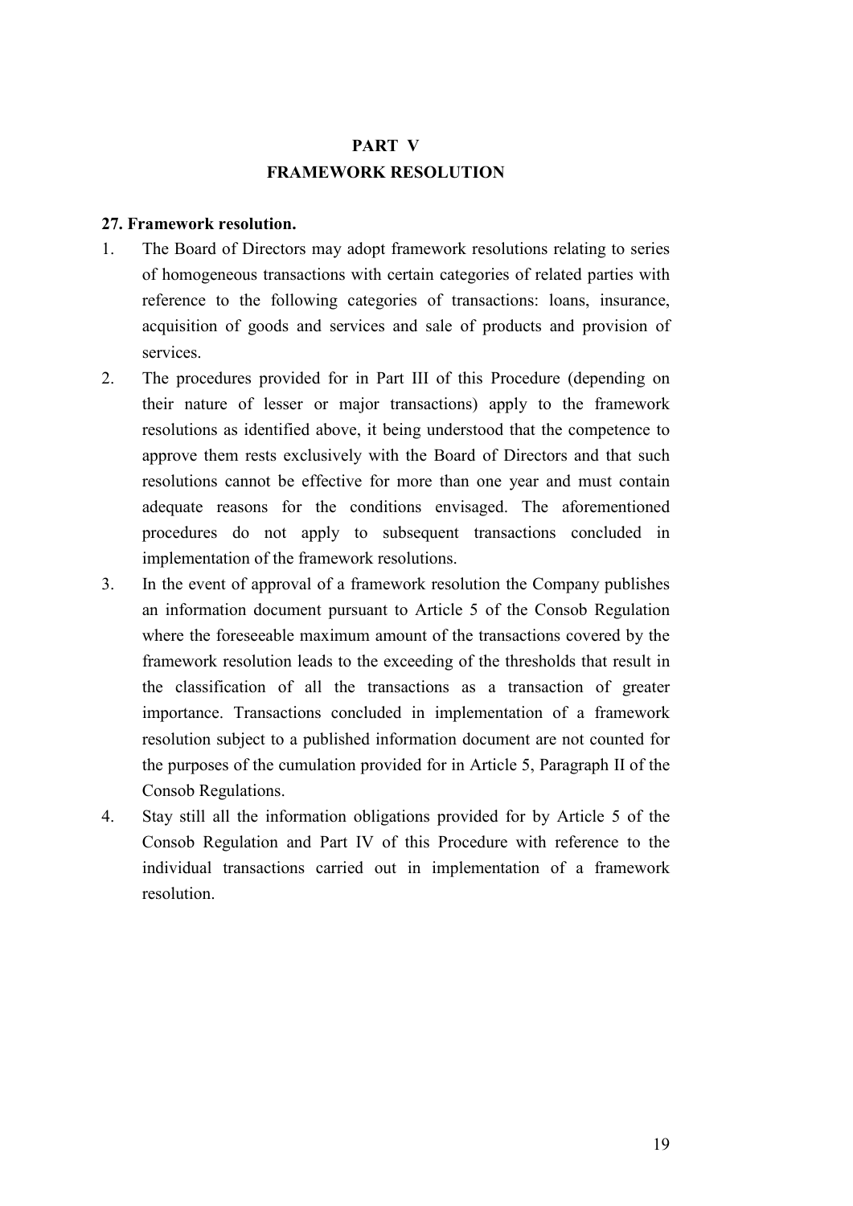# PART V
# FRAMEWORK RESOLUTION

**27. Framework resolution.**

1. The Board of Directors may adopt framework resolutions relating to series of homogeneous transactions with certain categories of related parties with reference to the following categories of transactions: loans, insurance, acquisition of goods and services and sale of products and provision of services.
2. The procedures provided for in Part III of this Procedure (depending on their nature of lesser or major transactions) apply to the framework resolutions as identified above, it being understood that the competence to approve them rests exclusively with the Board of Directors and that such resolutions cannot be effective for more than one year and must contain adequate reasons for the conditions envisaged. The aforementioned procedures do not apply to subsequent transactions concluded in implementation of the framework resolutions.
3. In the event of approval of a framework resolution the Company publishes an information document pursuant to Article 5 of the Consob Regulation where the foreseeable maximum amount of the transactions covered by the framework resolution leads to the exceeding of the thresholds that result in the classification of all the transactions as a transaction of greater importance. Transactions concluded in implementation of a framework resolution subject to a published information document are not counted for the purposes of the cumulation provided for in Article 5, Paragraph II of the Consob Regulations.
4. Stay still all the information obligations provided for by Article 5 of the Consob Regulation and Part IV of this Procedure with reference to the individual transactions carried out in implementation of a framework resolution.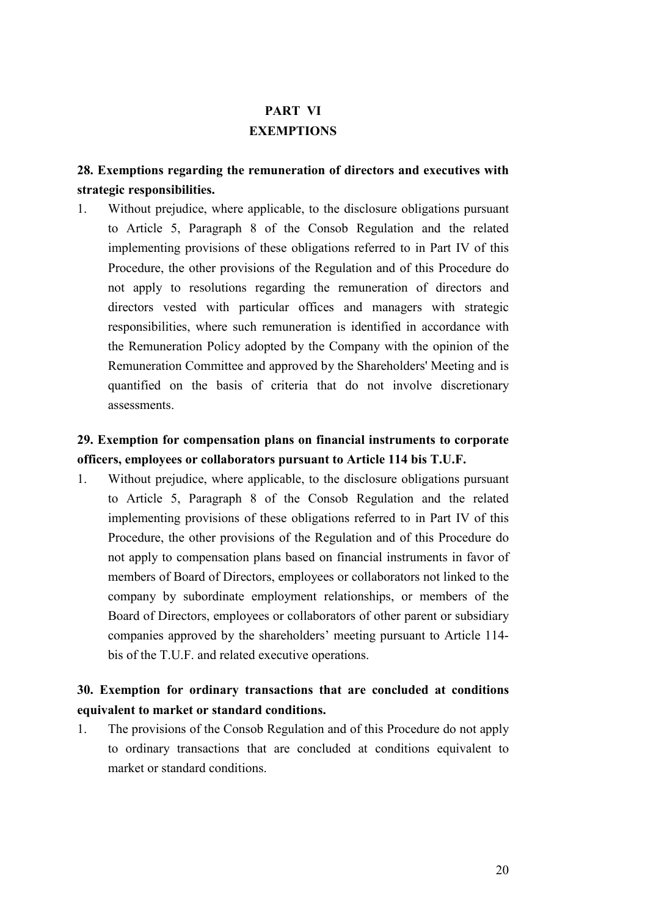# PART VI
# EXEMPTIONS

## 28. Exemptions regarding the remuneration of directors and executives with strategic responsibilities.

1. Without prejudice, where applicable, to the disclosure obligations pursuant to Article 5, Paragraph 8 of the Consob Regulation and the related implementing provisions of these obligations referred to in Part IV of this Procedure, the other provisions of the Regulation and of this Procedure do not apply to resolutions regarding the remuneration of directors and directors vested with particular offices and managers with strategic responsibilities, where such remuneration is identified in accordance with the Remuneration Policy adopted by the Company with the opinion of the Remuneration Committee and approved by the Shareholders' Meeting and is quantified on the basis of criteria that do not involve discretionary assessments.

## 29. Exemption for compensation plans on financial instruments to corporate officers, employees or collaborators pursuant to Article 114 bis T.U.F.

1. Without prejudice, where applicable, to the disclosure obligations pursuant to Article 5, Paragraph 8 of the Consob Regulation and the related implementing provisions of these obligations referred to in Part IV of this Procedure, the other provisions of the Regulation and of this Procedure do not apply to compensation plans based on financial instruments in favor of members of Board of Directors, employees or collaborators not linked to the company by subordinate employment relationships, or members of the Board of Directors, employees or collaborators of other parent or subsidiary companies approved by the shareholders' meeting pursuant to Article 114-bis of the T.U.F. and related executive operations.

## 30. Exemption for ordinary transactions that are concluded at conditions equivalent to market or standard conditions.

1. The provisions of the Consob Regulation and of this Procedure do not apply to ordinary transactions that are concluded at conditions equivalent to market or standard conditions.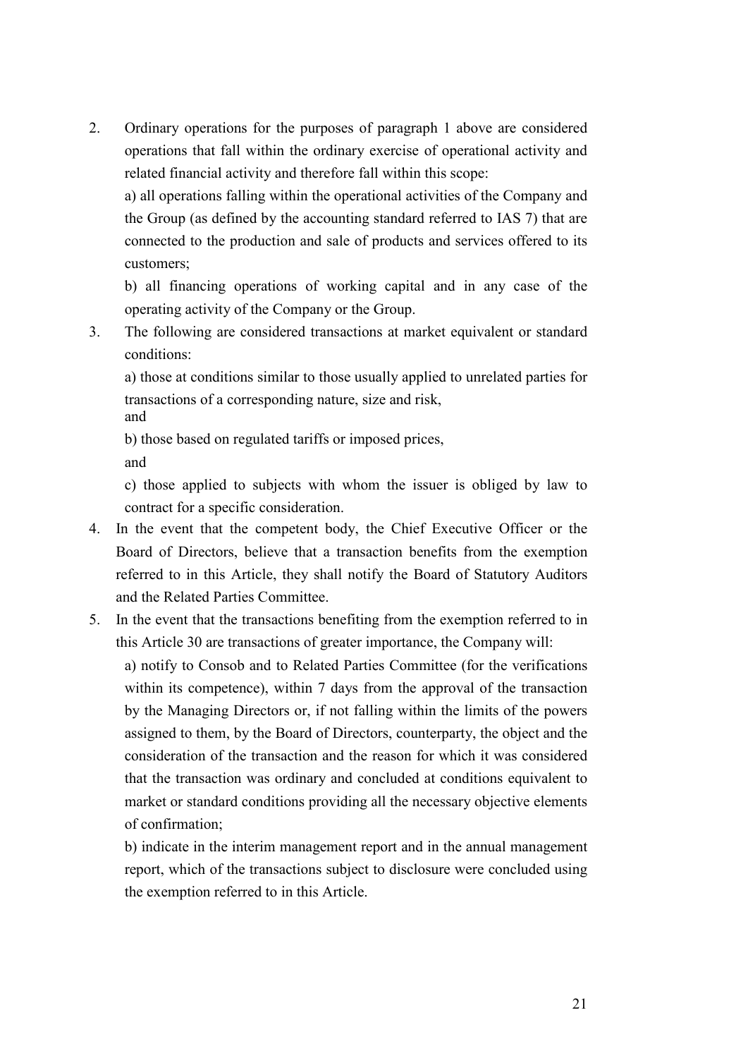2. Ordinary operations for the purposes of paragraph 1 above are considered operations that fall within the ordinary exercise of operational activity and related financial activity and therefore fall within this scope:

   a) all operations falling within the operational activities of the Company and the Group (as defined by the accounting standard referred to IAS 7) that are connected to the production and sale of products and services offered to its customers;

   b) all financing operations of working capital and in any case of the operating activity of the Company or the Group.

3. The following are considered transactions at market equivalent or standard conditions:

   a) those at conditions similar to those usually applied to unrelated parties for transactions of a corresponding nature, size and risk,
   and

   b) those based on regulated tariffs or imposed prices,

   and

   c) those applied to subjects with whom the issuer is obliged by law to contract for a specific consideration.

4. In the event that the competent body, the Chief Executive Officer or the Board of Directors, believe that a transaction benefits from the exemption referred to in this Article, they shall notify the Board of Statutory Auditors and the Related Parties Committee.

5. In the event that the transactions benefiting from the exemption referred to in this Article 30 are transactions of greater importance, the Company will:

   a) notify to Consob and to Related Parties Committee (for the verifications within its competence), within 7 days from the approval of the transaction by the Managing Directors or, if not falling within the limits of the powers assigned to them, by the Board of Directors, counterparty, the object and the consideration of the transaction and the reason for which it was considered that the transaction was ordinary and concluded at conditions equivalent to market or standard conditions providing all the necessary objective elements of confirmation;

   b) indicate in the interim management report and in the annual management report, which of the transactions subject to disclosure were concluded using the exemption referred to in this Article.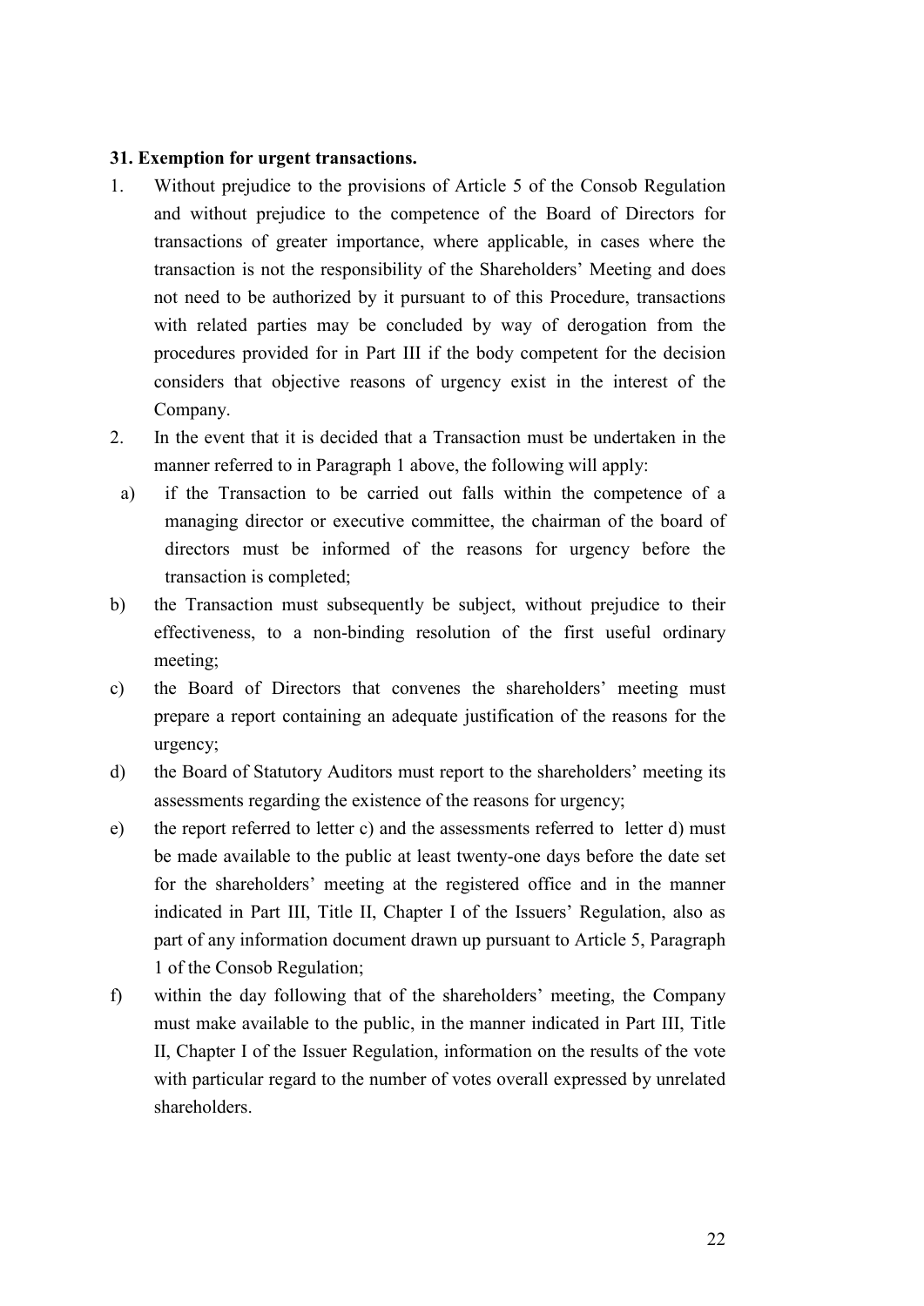**31. Exemption for urgent transactions.**

1. Without prejudice to the provisions of Article 5 of the Consob Regulation and without prejudice to the competence of the Board of Directors for transactions of greater importance, where applicable, in cases where the transaction is not the responsibility of the Shareholders' Meeting and does not need to be authorized by it pursuant to of this Procedure, transactions with related parties may be concluded by way of derogation from the procedures provided for in Part III if the body competent for the decision considers that objective reasons of urgency exist in the interest of the Company.
2. In the event that it is decided that a Transaction must be undertaken in the manner referred to in Paragraph 1 above, the following will apply:

a) if the Transaction to be carried out falls within the competence of a managing director or executive committee, the chairman of the board of directors must be informed of the reasons for urgency before the transaction is completed;

b) the Transaction must subsequently be subject, without prejudice to their effectiveness, to a non-binding resolution of the first useful ordinary meeting;

c) the Board of Directors that convenes the shareholders' meeting must prepare a report containing an adequate justification of the reasons for the urgency;

d) the Board of Statutory Auditors must report to the shareholders' meeting its assessments regarding the existence of the reasons for urgency;

e) the report referred to letter c) and the assessments referred to letter d) must be made available to the public at least twenty-one days before the date set for the shareholders' meeting at the registered office and in the manner indicated in Part III, Title II, Chapter I of the Issuers' Regulation, also as part of any information document drawn up pursuant to Article 5, Paragraph 1 of the Consob Regulation;

f) within the day following that of the shareholders' meeting, the Company must make available to the public, in the manner indicated in Part III, Title II, Chapter I of the Issuer Regulation, information on the results of the vote with particular regard to the number of votes overall expressed by unrelated shareholders.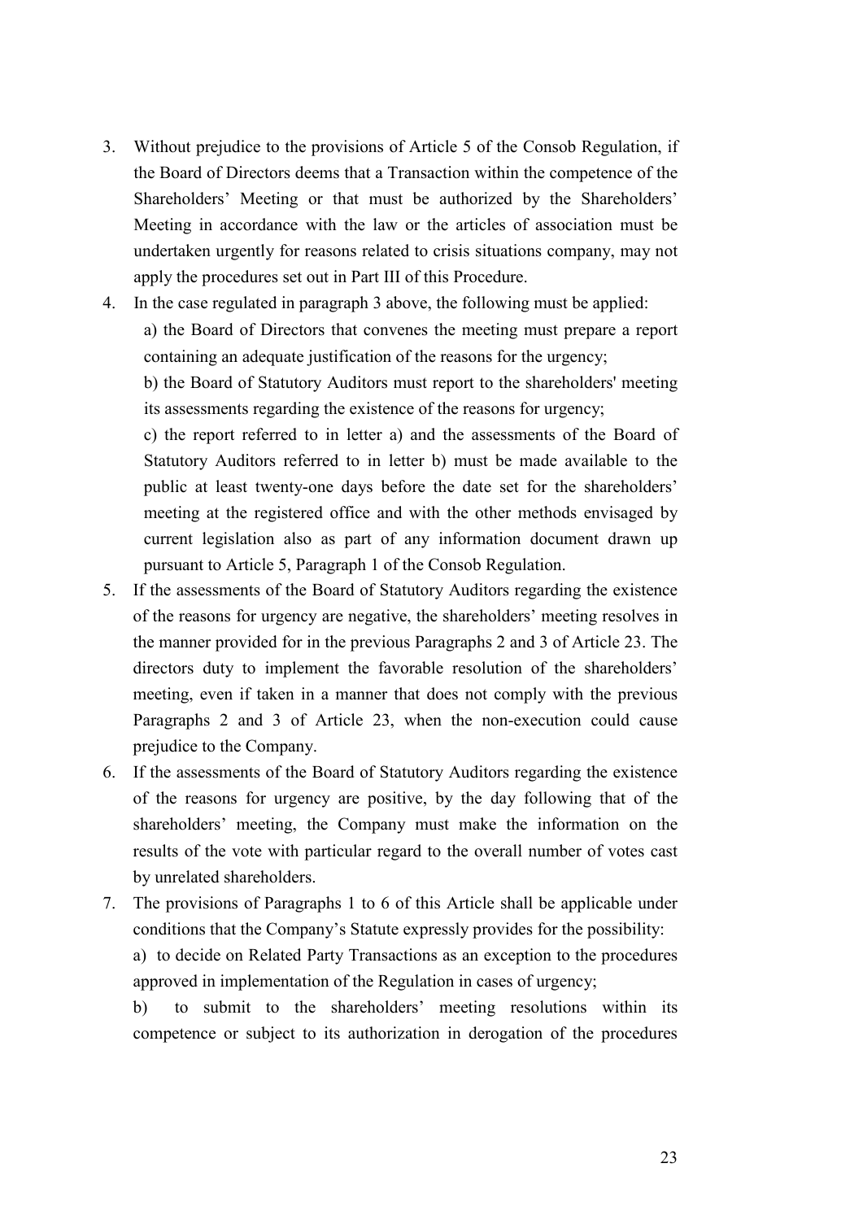3. Without prejudice to the provisions of Article 5 of the Consob Regulation, if the Board of Directors deems that a Transaction within the competence of the Shareholders' Meeting or that must be authorized by the Shareholders' Meeting in accordance with the law or the articles of association must be undertaken urgently for reasons related to crisis situations company, may not apply the procedures set out in Part III of this Procedure.
4. In the case regulated in paragraph 3 above, the following must be applied:

   a) the Board of Directors that convenes the meeting must prepare a report containing an adequate justification of the reasons for the urgency;

   b) the Board of Statutory Auditors must report to the shareholders' meeting its assessments regarding the existence of the reasons for urgency;

   c) the report referred to in letter a) and the assessments of the Board of Statutory Auditors referred to in letter b) must be made available to the public at least twenty-one days before the date set for the shareholders' meeting at the registered office and with the other methods envisaged by current legislation also as part of any information document drawn up pursuant to Article 5, Paragraph 1 of the Consob Regulation.
5. If the assessments of the Board of Statutory Auditors regarding the existence of the reasons for urgency are negative, the shareholders' meeting resolves in the manner provided for in the previous Paragraphs 2 and 3 of Article 23. The directors duty to implement the favorable resolution of the shareholders' meeting, even if taken in a manner that does not comply with the previous Paragraphs 2 and 3 of Article 23, when the non-execution could cause prejudice to the Company.
6. If the assessments of the Board of Statutory Auditors regarding the existence of the reasons for urgency are positive, by the day following that of the shareholders' meeting, the Company must make the information on the results of the vote with particular regard to the overall number of votes cast by unrelated shareholders.
7. The provisions of Paragraphs 1 to 6 of this Article shall be applicable under conditions that the Company's Statute expressly provides for the possibility:

   a) to decide on Related Party Transactions as an exception to the procedures approved in implementation of the Regulation in cases of urgency;

   b) to submit to the shareholders' meeting resolutions within its competence or subject to its authorization in derogation of the procedures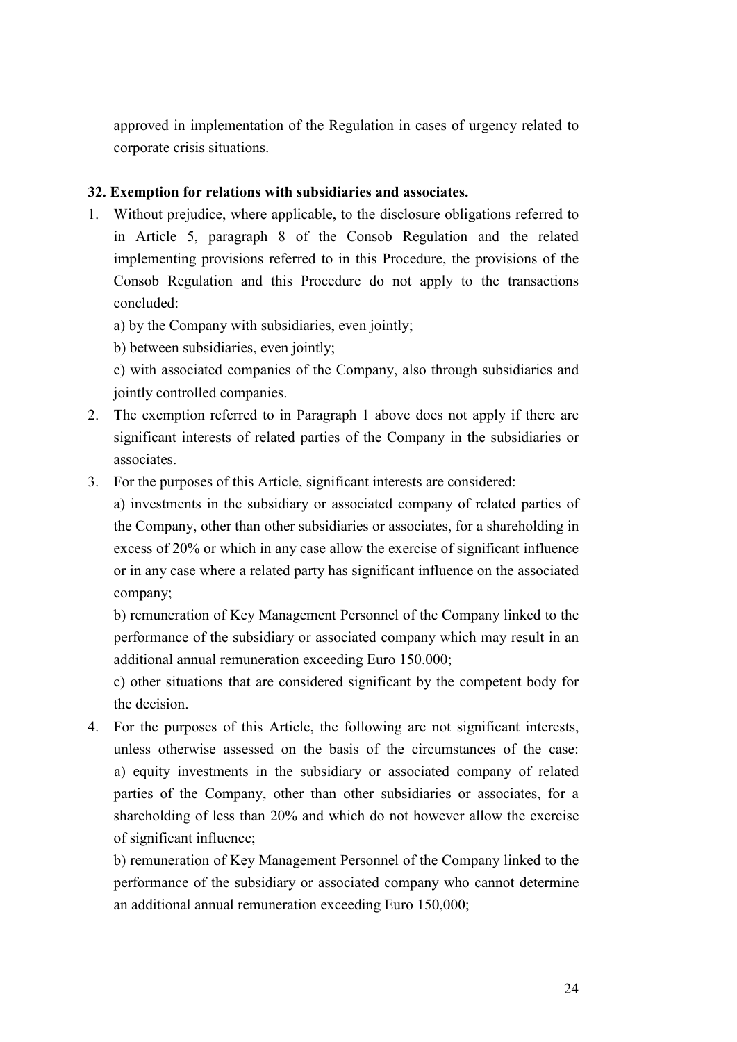approved in implementation of the Regulation in cases of urgency related to corporate crisis situations.

**32. Exemption for relations with subsidiaries and associates.**

1. Without prejudice, where applicable, to the disclosure obligations referred to in Article 5, paragraph 8 of the Consob Regulation and the related implementing provisions referred to in this Procedure, the provisions of the Consob Regulation and this Procedure do not apply to the transactions concluded:

   a) by the Company with subsidiaries, even jointly;

   b) between subsidiaries, even jointly;

   c) with associated companies of the Company, also through subsidiaries and jointly controlled companies.

2. The exemption referred to in Paragraph 1 above does not apply if there are significant interests of related parties of the Company in the subsidiaries or associates.

3. For the purposes of this Article, significant interests are considered:

   a) investments in the subsidiary or associated company of related parties of the Company, other than other subsidiaries or associates, for a shareholding in excess of 20% or which in any case allow the exercise of significant influence or in any case where a related party has significant influence on the associated company;

   b) remuneration of Key Management Personnel of the Company linked to the performance of the subsidiary or associated company which may result in an additional annual remuneration exceeding Euro 150.000;

   c) other situations that are considered significant by the competent body for the decision.

4. For the purposes of this Article, the following are not significant interests, unless otherwise assessed on the basis of the circumstances of the case:

   a) equity investments in the subsidiary or associated company of related parties of the Company, other than other subsidiaries or associates, for a shareholding of less than 20% and which do not however allow the exercise of significant influence;

   b) remuneration of Key Management Personnel of the Company linked to the performance of the subsidiary or associated company who cannot determine an additional annual remuneration exceeding Euro 150,000;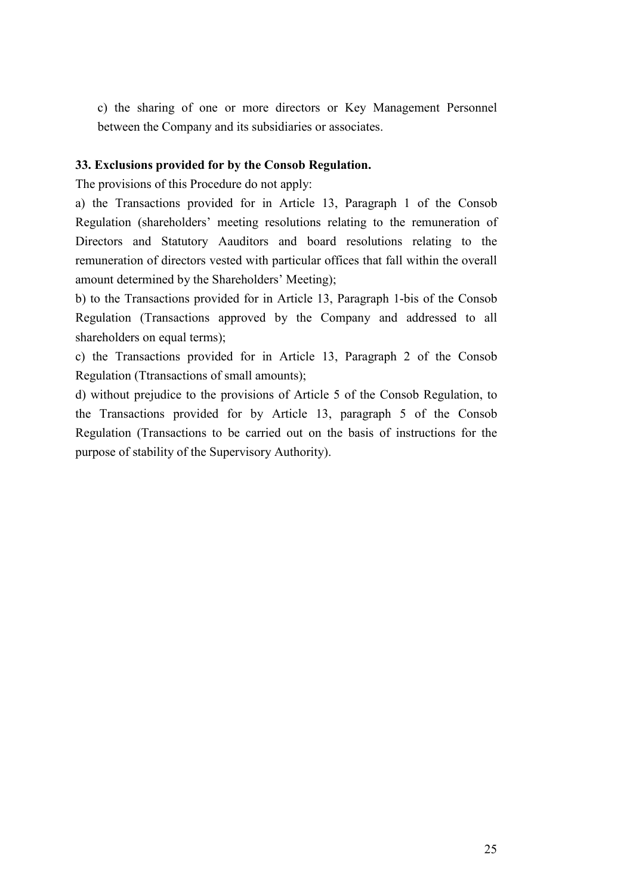c) the sharing of one or more directors or Key Management Personnel between the Company and its subsidiaries or associates.

**33. Exclusions provided for by the Consob Regulation.**

The provisions of this Procedure do not apply:

a) the Transactions provided for in Article 13, Paragraph 1 of the Consob Regulation (shareholders' meeting resolutions relating to the remuneration of Directors and Statutory Aauditors and board resolutions relating to the remuneration of directors vested with particular offices that fall within the overall amount determined by the Shareholders' Meeting);

b) to the Transactions provided for in Article 13, Paragraph 1-bis of the Consob Regulation (Transactions approved by the Company and addressed to all shareholders on equal terms);

c) the Transactions provided for in Article 13, Paragraph 2 of the Consob Regulation (Ttransactions of small amounts);

d) without prejudice to the provisions of Article 5 of the Consob Regulation, to the Transactions provided for by Article 13, paragraph 5 of the Consob Regulation (Transactions to be carried out on the basis of instructions for the purpose of stability of the Supervisory Authority).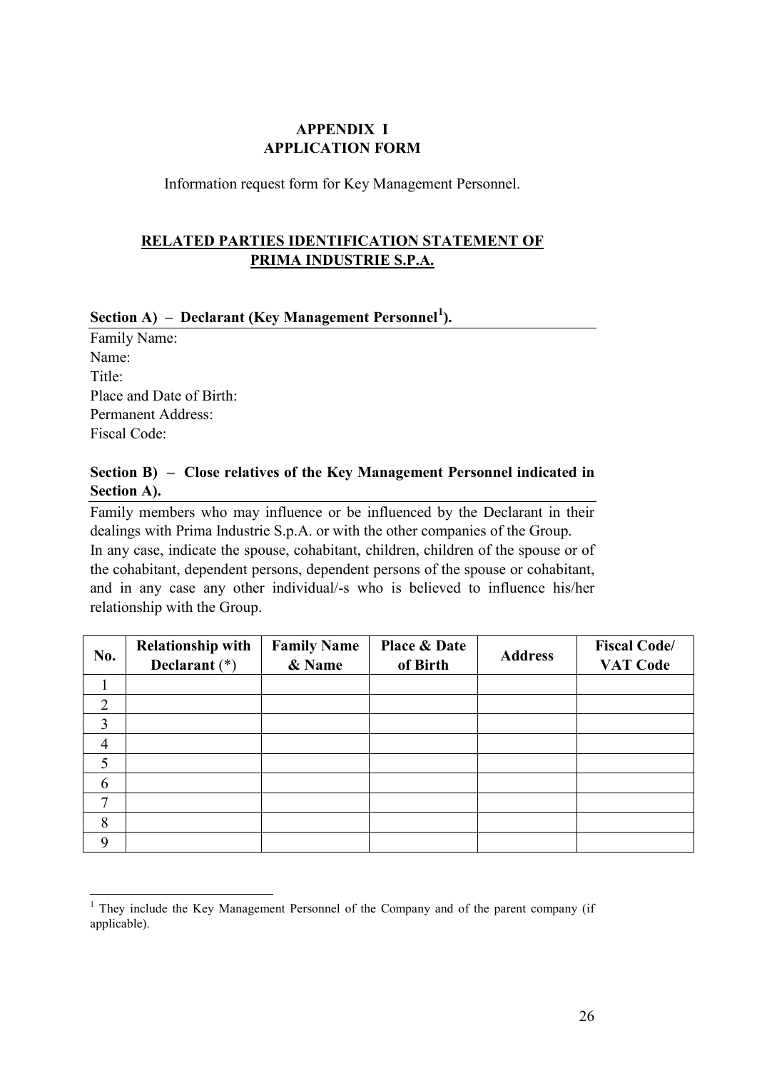# APPENDIX I
# APPLICATION FORM

Information request form for Key Management Personnel.

## RELATED PARTIES IDENTIFICATION STATEMENT OF PRIMA INDUSTRIE S.P.A.

### Section A) – Declarant (Key Management Personnel[1]).

Family Name:
Name:
Title:
Place and Date of Birth:
Permanent Address:
Fiscal Code:

### Section B) – Close relatives of the Key Management Personnel indicated in Section A).

Family members who may influence or be influenced by the Declarant in their dealings with Prima Industrie S.p.A. or with the other companies of the Group.
In any case, indicate the spouse, cohabitant, children, children of the spouse or of the cohabitant, dependent persons, dependent persons of the spouse or cohabitant, and in any case any other individual/-s who is believed to influence his/her relationship with the Group.

| No. | Relationship with Declarant (*) | Family Name & Name | Place & Date of Birth | Address | Fiscal Code/ VAT Code |
|---|---|---|---|---|---|
| 1 | | | | | |
| 2 | | | | | |
| 3 | | | | | |
| 4 | | | | | |
| 5 | | | | | |
| 6 | | | | | |
| 7 | | | | | |
| 8 | | | | | |
| 9 | | | | | |

[1] They include the Key Management Personnel of the Company and of the parent company (if applicable).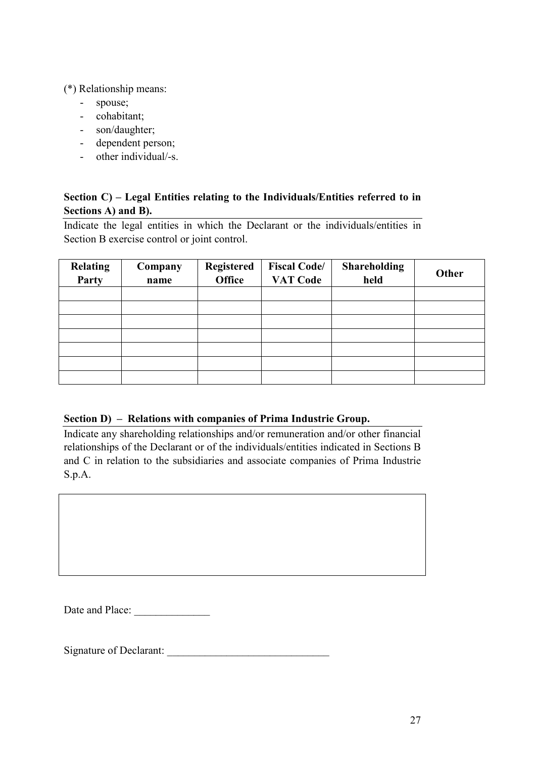(*) Relationship means:

- spouse;
- cohabitant;
- son/daughter;
- dependent person;
- other individual/-s.

**Section C) – Legal Entities relating to the Individuals/Entities referred to in Sections A) and B).**

Indicate the legal entities in which the Declarant or the individuals/entities in Section B exercise control or joint control.

| Relating Party | Company name | Registered Office | Fiscal Code/ VAT Code | Shareholding held | Other |
|---|---|---|---|---|---|
| | | | | | |
| | | | | | |
| | | | | | |
| | | | | | |
| | | | | | |
| | | | | | |
| | | | | | |

**Section D) – Relations with companies of Prima Industrie Group.**

Indicate any shareholding relationships and/or remuneration and/or other financial relationships of the Declarant or of the individuals/entities indicated in Sections B and C in relation to the subsidiaries and associate companies of Prima Industrie S.p.A.

| |
|---|
| |

Date and Place: ______________

Signature of Declarant: ______________________________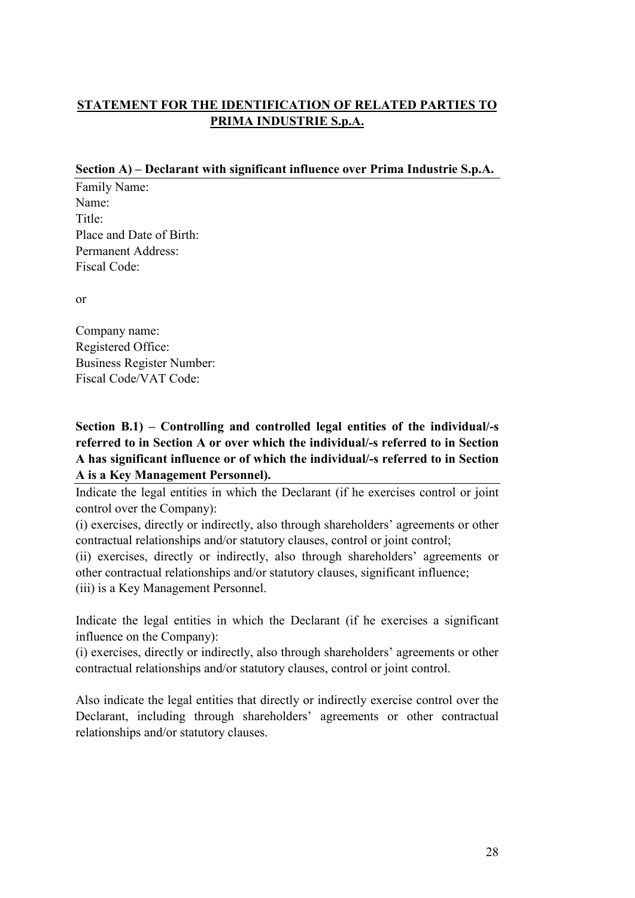# STATEMENT FOR THE IDENTIFICATION OF RELATED PARTIES TO PRIMA INDUSTRIE S.p.A.

**Section A) – Declarant with significant influence over Prima Industrie S.p.A.**

Family Name:
Name:
Title:
Place and Date of Birth:
Permanent Address:
Fiscal Code:

or

Company name:
Registered Office:
Business Register Number:
Fiscal Code/VAT Code:

**Section B.1) – Controlling and controlled legal entities of the individual/-s referred to in Section A or over which the individual/-s referred to in Section A has significant influence or of which the individual/-s referred to in Section A is a Key Management Personnel).**

Indicate the legal entities in which the Declarant (if he exercises control or joint control over the Company):
(i) exercises, directly or indirectly, also through shareholders' agreements or other contractual relationships and/or statutory clauses, control or joint control;
(ii) exercises, directly or indirectly, also through shareholders' agreements or other contractual relationships and/or statutory clauses, significant influence;
(iii) is a Key Management Personnel.

Indicate the legal entities in which the Declarant (if he exercises a significant influence on the Company):
(i) exercises, directly or indirectly, also through shareholders' agreements or other contractual relationships and/or statutory clauses, control or joint control.

Also indicate the legal entities that directly or indirectly exercise control over the Declarant, including through shareholders' agreements or other contractual relationships and/or statutory clauses.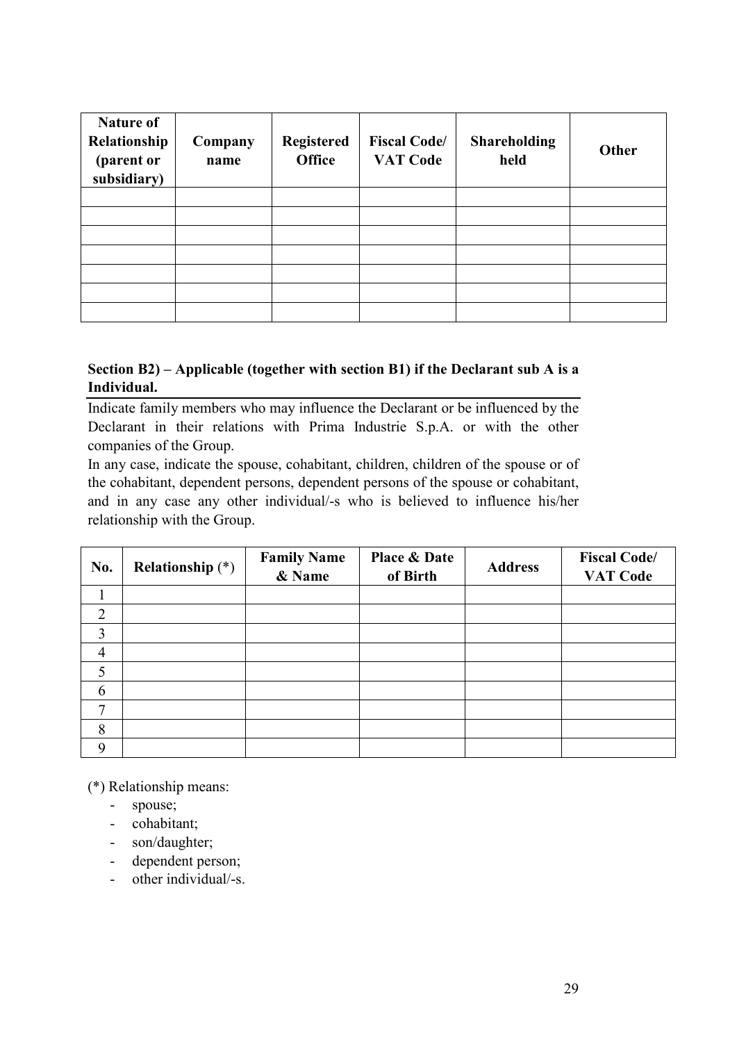| Nature of Relationship (parent or subsidiary) | Company name | Registered Office | Fiscal Code/ VAT Code | Shareholding held | Other |
|---|---|---|---|---|---|
| | | | | | |
| | | | | | |
| | | | | | |
| | | | | | |
| | | | | | |
| | | | | | |
| | | | | | |

**Section B2) – Applicable (together with section B1) if the Declarant sub A is a Individual.**

Indicate family members who may influence the Declarant or be influenced by the Declarant in their relations with Prima Industrie S.p.A. or with the other companies of the Group.

In any case, indicate the spouse, cohabitant, children, children of the spouse or of the cohabitant, dependent persons, dependent persons of the spouse or cohabitant, and in any case any other individual/-s who is believed to influence his/her relationship with the Group.

| No. | Relationship (*) | Family Name & Name | Place & Date of Birth | Address | Fiscal Code/ VAT Code |
|---|---|---|---|---|---|
| 1 | | | | | |
| 2 | | | | | |
| 3 | | | | | |
| 4 | | | | | |
| 5 | | | | | |
| 6 | | | | | |
| 7 | | | | | |
| 8 | | | | | |
| 9 | | | | | |

(*) Relationship means:

- spouse;
- cohabitant;
- son/daughter;
- dependent person;
- other individual/-s.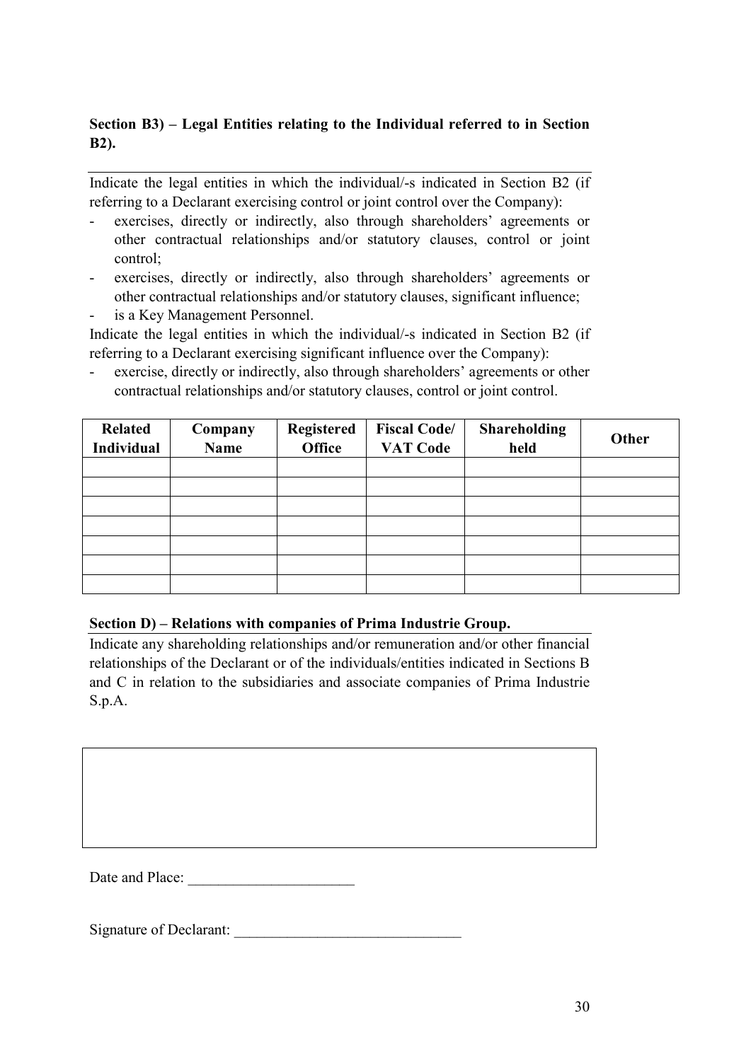**Section B3) – Legal Entities relating to the Individual referred to in Section B2).**

Indicate the legal entities in which the individual/-s indicated in Section B2 (if referring to a Declarant exercising control or joint control over the Company):

- exercises, directly or indirectly, also through shareholders' agreements or other contractual relationships and/or statutory clauses, control or joint control;
- exercises, directly or indirectly, also through shareholders' agreements or other contractual relationships and/or statutory clauses, significant influence;
- is a Key Management Personnel.

Indicate the legal entities in which the individual/-s indicated in Section B2 (if referring to a Declarant exercising significant influence over the Company):

- exercise, directly or indirectly, also through shareholders' agreements or other contractual relationships and/or statutory clauses, control or joint control.

| Related Individual | Company Name | Registered Office | Fiscal Code/ VAT Code | Shareholding held | Other |
|---|---|---|---|---|---|
| | | | | | |
| | | | | | |
| | | | | | |
| | | | | | |
| | | | | | |
| | | | | | |
| | | | | | |

**Section D) – Relations with companies of Prima Industrie Group.**

Indicate any shareholding relationships and/or remuneration and/or other financial relationships of the Declarant or of the individuals/entities indicated in Sections B and C in relation to the subsidiaries and associate companies of Prima Industrie S.p.A.

| |
|---|
| |

Date and Place: ______________________

Signature of Declarant: ______________________________